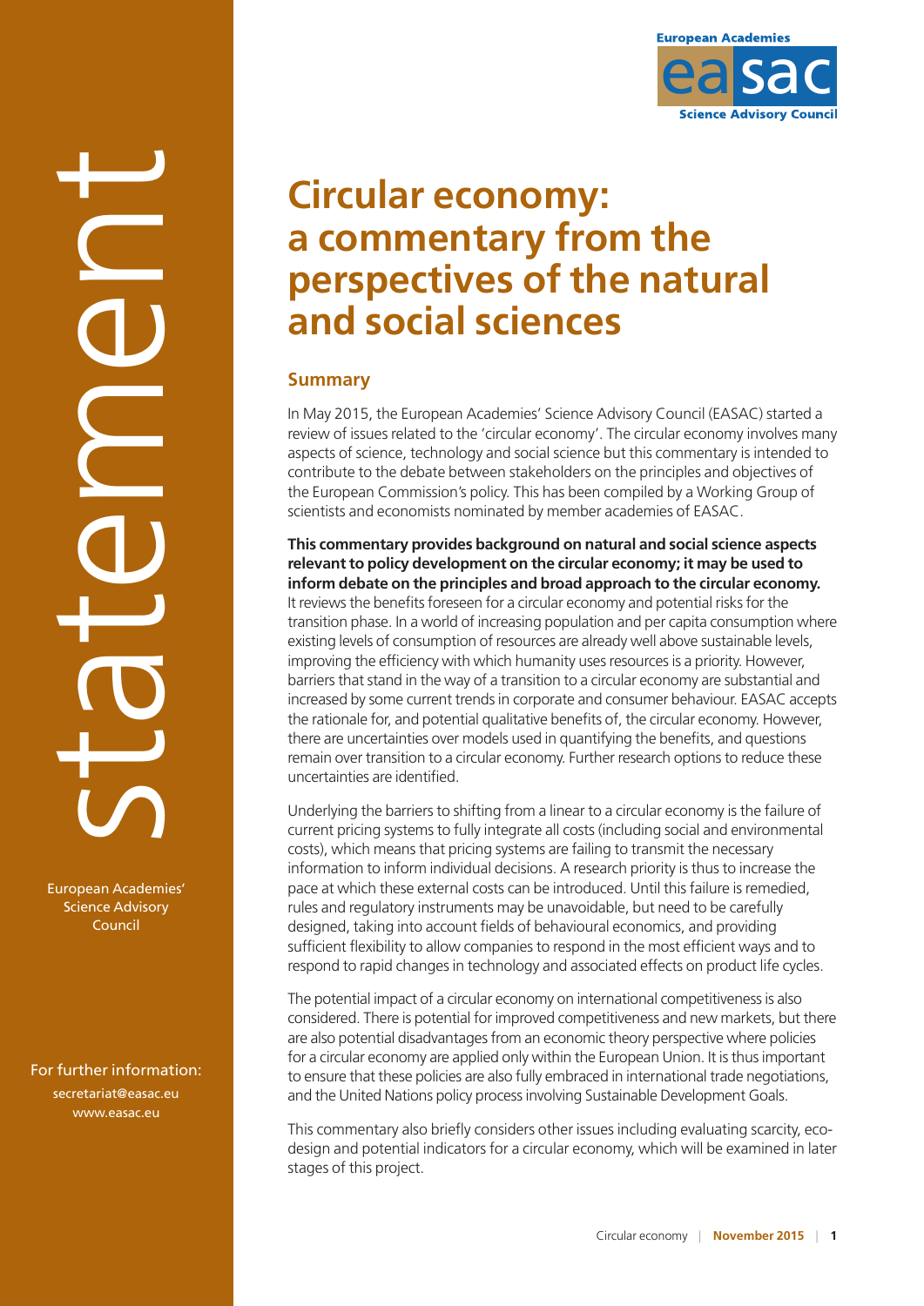statement

European Academies' Science Advisory Council

For further information:

secretariat@easac.eu

www.easac.eu

European Academies Science Advisory Council

# Circular economy: a commentary from the perspectives of the natural and social sciences

## Summary

In May 2015, the European Academies' Science Advisory Council (EASAC) started a review of issues related to the 'circular economy'. The circular economy involves many aspects of science, technology and social science but this commentary is intended to contribute to the debate between stakeholders on the principles and objectives of the European Commission's policy. This has been compiled by a Working Group of scientists and economists nominated by member academies of EASAC.

**This commentary provides background on natural and social science aspects relevant to policy development on the circular economy; it may be used to inform debate on the principles and broad approach to the circular economy.** It reviews the benefits foreseen for a circular economy and potential risks for the transition phase. In a world of increasing population and per capita consumption where existing levels of consumption of resources are already well above sustainable levels, improving the efficiency with which humanity uses resources is a priority. However, barriers that stand in the way of a transition to a circular economy are substantial and increased by some current trends in corporate and consumer behaviour. EASAC accepts the rationale for, and potential qualitative benefits of, the circular economy. However, there are uncertainties over models used in quantifying the benefits, and questions remain over transition to a circular economy. Further research options to reduce these uncertainties are identified.

Underlying the barriers to shifting from a linear to a circular economy is the failure of current pricing systems to fully integrate all costs (including social and environmental costs), which means that pricing systems are failing to transmit the necessary information to inform individual decisions. A research priority is thus to increase the pace at which these external costs can be introduced. Until this failure is remedied, rules and regulatory instruments may be unavoidable, but need to be carefully designed, taking into account fields of behavioural economics, and providing sufficient flexibility to allow companies to respond in the most efficient ways and to respond to rapid changes in technology and associated effects on product life cycles.

The potential impact of a circular economy on international competitiveness is also considered. There is potential for improved competitiveness and new markets, but there are also potential disadvantages from an economic theory perspective where policies for a circular economy are applied only within the European Union. It is thus important to ensure that these policies are also fully embraced in international trade negotiations, and the United Nations policy process involving Sustainable Development Goals.

This commentary also briefly considers other issues including evaluating scarcity, eco-design and potential indicators for a circular economy, which will be examined in later stages of this project.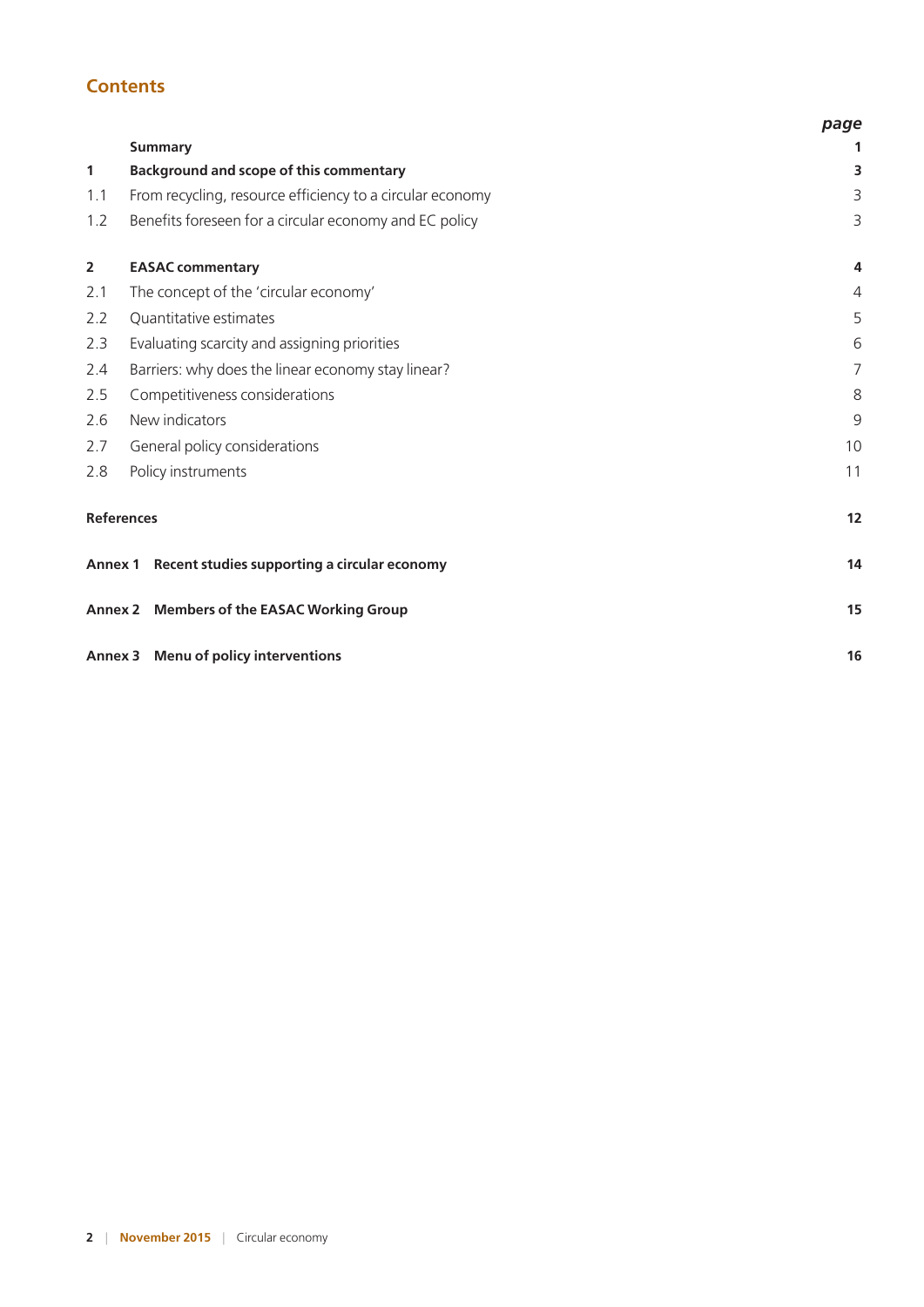## Contents

| | | *page* |
|---|---|---|
| | **Summary** | **1** |
| **1** | **Background and scope of this commentary** | **3** |
| 1.1 | From recycling, resource efficiency to a circular economy | 3 |
| 1.2 | Benefits foreseen for a circular economy and EC policy | 3 |
| **2** | **EASAC commentary** | **4** |
| 2.1 | The concept of the 'circular economy' | 4 |
| 2.2 | Quantitative estimates | 5 |
| 2.3 | Evaluating scarcity and assigning priorities | 6 |
| 2.4 | Barriers: why does the linear economy stay linear? | 7 |
| 2.5 | Competitiveness considerations | 8 |
| 2.6 | New indicators | 9 |
| 2.7 | General policy considerations | 10 |
| 2.8 | Policy instruments | 11 |
| **References** | | **12** |
| **Annex 1** | **Recent studies supporting a circular economy** | **14** |
| **Annex 2** | **Members of the EASAC Working Group** | **15** |
| **Annex 3** | **Menu of policy interventions** | **16** |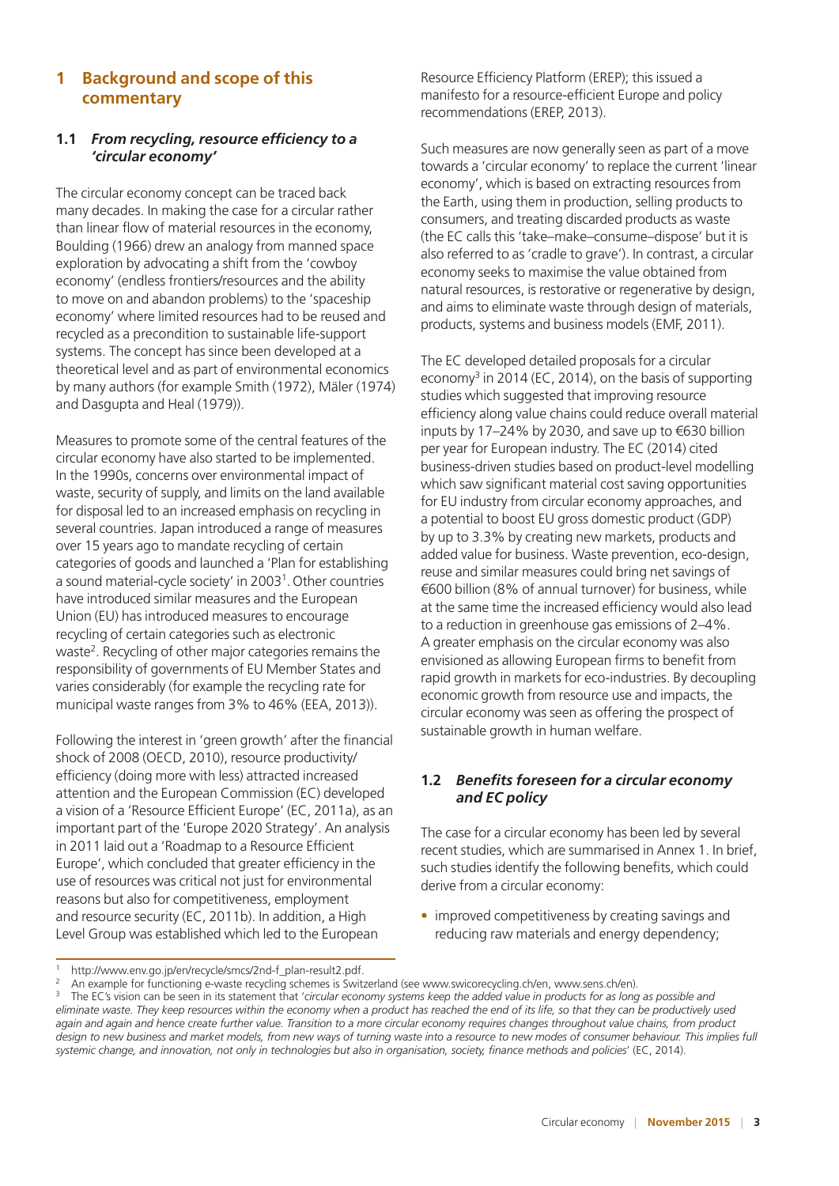## 1 Background and scope of this commentary

### 1.1 *From recycling, resource efficiency to a 'circular economy'*

The circular economy concept can be traced back many decades. In making the case for a circular rather than linear flow of material resources in the economy, Boulding (1966) drew an analogy from manned space exploration by advocating a shift from the 'cowboy economy' (endless frontiers/resources and the ability to move on and abandon problems) to the 'spaceship economy' where limited resources had to be reused and recycled as a precondition to sustainable life-support systems. The concept has since been developed at a theoretical level and as part of environmental economics by many authors (for example Smith (1972), Mäler (1974) and Dasgupta and Heal (1979)).

Measures to promote some of the central features of the circular economy have also started to be implemented. In the 1990s, concerns over environmental impact of waste, security of supply, and limits on the land available for disposal led to an increased emphasis on recycling in several countries. Japan introduced a range of measures over 15 years ago to mandate recycling of certain categories of goods and launched a 'Plan for establishing a sound material-cycle society' in 2003[1]. Other countries have introduced similar measures and the European Union (EU) has introduced measures to encourage recycling of certain categories such as electronic waste[2]. Recycling of other major categories remains the responsibility of governments of EU Member States and varies considerably (for example the recycling rate for municipal waste ranges from 3% to 46% (EEA, 2013)).

Following the interest in 'green growth' after the financial shock of 2008 (OECD, 2010), resource productivity/efficiency (doing more with less) attracted increased attention and the European Commission (EC) developed a vision of a 'Resource Efficient Europe' (EC, 2011a), as an important part of the 'Europe 2020 Strategy'. An analysis in 2011 laid out a 'Roadmap to a Resource Efficient Europe', which concluded that greater efficiency in the use of resources was critical not just for environmental reasons but also for competitiveness, employment and resource security (EC, 2011b). In addition, a High Level Group was established which led to the European Resource Efficiency Platform (EREP); this issued a manifesto for a resource-efficient Europe and policy recommendations (EREP, 2013).

Such measures are now generally seen as part of a move towards a 'circular economy' to replace the current 'linear economy', which is based on extracting resources from the Earth, using them in production, selling products to consumers, and treating discarded products as waste (the EC calls this 'take–make–consume–dispose' but it is also referred to as 'cradle to grave'). In contrast, a circular economy seeks to maximise the value obtained from natural resources, is restorative or regenerative by design, and aims to eliminate waste through design of materials, products, systems and business models (EMF, 2011).

The EC developed detailed proposals for a circular economy[3] in 2014 (EC, 2014), on the basis of supporting studies which suggested that improving resource efficiency along value chains could reduce overall material inputs by 17–24% by 2030, and save up to €630 billion per year for European industry. The EC (2014) cited business-driven studies based on product-level modelling which saw significant material cost saving opportunities for EU industry from circular economy approaches, and a potential to boost EU gross domestic product (GDP) by up to 3.3% by creating new markets, products and added value for business. Waste prevention, eco-design, reuse and similar measures could bring net savings of €600 billion (8% of annual turnover) for business, while at the same time the increased efficiency would also lead to a reduction in greenhouse gas emissions of 2–4%. A greater emphasis on the circular economy was also envisioned as allowing European firms to benefit from rapid growth in markets for eco-industries. By decoupling economic growth from resource use and impacts, the circular economy was seen as offering the prospect of sustainable growth in human welfare.

### 1.2 *Benefits foreseen for a circular economy and EC policy*

The case for a circular economy has been led by several recent studies, which are summarised in Annex 1. In brief, such studies identify the following benefits, which could derive from a circular economy:

- improved competitiveness by creating savings and reducing raw materials and energy dependency;

---

[1] http://www.env.go.jp/en/recycle/smcs/2nd-f_plan-result2.pdf.

[2] An example for functioning e-waste recycling schemes is Switzerland (see www.swicorecycling.ch/en, www.sens.ch/en).

[3] The EC's vision can be seen in its statement that '*circular economy systems keep the added value in products for as long as possible and eliminate waste. They keep resources within the economy when a product has reached the end of its life, so that they can be productively used again and again and hence create further value. Transition to a more circular economy requires changes throughout value chains, from product design to new business and market models, from new ways of turning waste into a resource to new modes of consumer behaviour. This implies full systemic change, and innovation, not only in technologies but also in organisation, society, finance methods and policies*' (EC, 2014).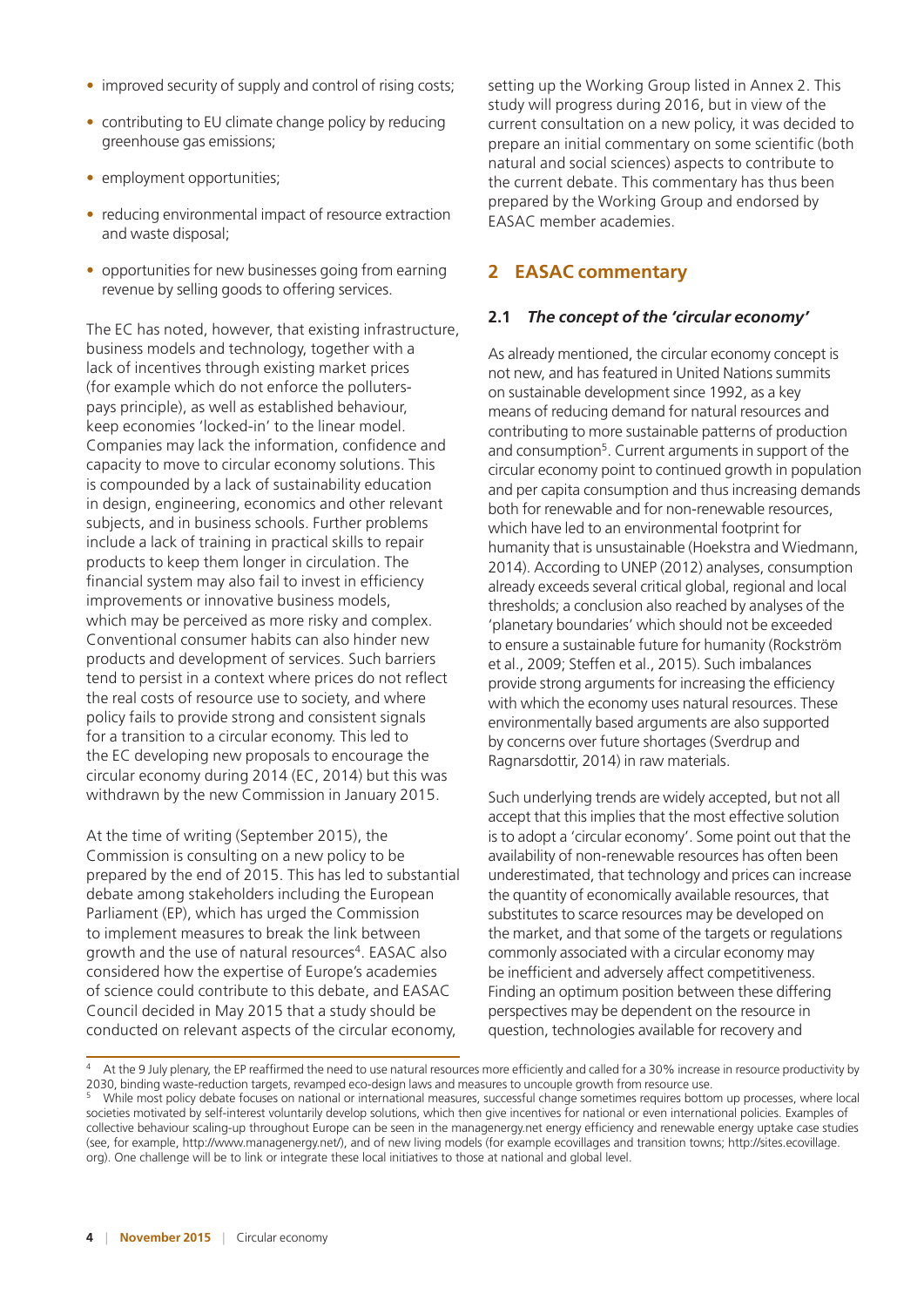- improved security of supply and control of rising costs;
- contributing to EU climate change policy by reducing greenhouse gas emissions;
- employment opportunities;
- reducing environmental impact of resource extraction and waste disposal;
- opportunities for new businesses going from earning revenue by selling goods to offering services.

The EC has noted, however, that existing infrastructure, business models and technology, together with a lack of incentives through existing market prices (for example which do not enforce the polluters-pays principle), as well as established behaviour, keep economies 'locked-in' to the linear model. Companies may lack the information, confidence and capacity to move to circular economy solutions. This is compounded by a lack of sustainability education in design, engineering, economics and other relevant subjects, and in business schools. Further problems include a lack of training in practical skills to repair products to keep them longer in circulation. The financial system may also fail to invest in efficiency improvements or innovative business models, which may be perceived as more risky and complex. Conventional consumer habits can also hinder new products and development of services. Such barriers tend to persist in a context where prices do not reflect the real costs of resource use to society, and where policy fails to provide strong and consistent signals for a transition to a circular economy. This led to the EC developing new proposals to encourage the circular economy during 2014 (EC, 2014) but this was withdrawn by the new Commission in January 2015.

At the time of writing (September 2015), the Commission is consulting on a new policy to be prepared by the end of 2015. This has led to substantial debate among stakeholders including the European Parliament (EP), which has urged the Commission to implement measures to break the link between growth and the use of natural resources[4]. EASAC also considered how the expertise of Europe's academies of science could contribute to this debate, and EASAC Council decided in May 2015 that a study should be conducted on relevant aspects of the circular economy, setting up the Working Group listed in Annex 2. This study will progress during 2016, but in view of the current consultation on a new policy, it was decided to prepare an initial commentary on some scientific (both natural and social sciences) aspects to contribute to the current debate. This commentary has thus been prepared by the Working Group and endorsed by EASAC member academies.

## 2 EASAC commentary

### 2.1 *The concept of the 'circular economy'*

As already mentioned, the circular economy concept is not new, and has featured in United Nations summits on sustainable development since 1992, as a key means of reducing demand for natural resources and contributing to more sustainable patterns of production and consumption[5]. Current arguments in support of the circular economy point to continued growth in population and per capita consumption and thus increasing demands both for renewable and for non-renewable resources, which have led to an environmental footprint for humanity that is unsustainable (Hoekstra and Wiedmann, 2014). According to UNEP (2012) analyses, consumption already exceeds several critical global, regional and local thresholds; a conclusion also reached by analyses of the 'planetary boundaries' which should not be exceeded to ensure a sustainable future for humanity (Rockström et al., 2009; Steffen et al., 2015). Such imbalances provide strong arguments for increasing the efficiency with which the economy uses natural resources. These environmentally based arguments are also supported by concerns over future shortages (Sverdrup and Ragnarsdottir, 2014) in raw materials.

Such underlying trends are widely accepted, but not all accept that this implies that the most effective solution is to adopt a 'circular economy'. Some point out that the availability of non-renewable resources has often been underestimated, that technology and prices can increase the quantity of economically available resources, that substitutes to scarce resources may be developed on the market, and that some of the targets or regulations commonly associated with a circular economy may be inefficient and adversely affect competitiveness. Finding an optimum position between these differing perspectives may be dependent on the resource in question, technologies available for recovery and

---

[4] At the 9 July plenary, the EP reaffirmed the need to use natural resources more efficiently and called for a 30% increase in resource productivity by 2030, binding waste-reduction targets, revamped eco-design laws and measures to uncouple growth from resource use.

[5] While most policy debate focuses on national or international measures, successful change sometimes requires bottom up processes, where local societies motivated by self-interest voluntarily develop solutions, which then give incentives for national or even international policies. Examples of collective behaviour scaling-up throughout Europe can be seen in the managenergy.net energy efficiency and renewable energy uptake case studies (see, for example, http://www.managenergy.net/), and of new living models (for example ecovillages and transition towns; http://sites.ecovillage.org). One challenge will be to link or integrate these local initiatives to those at national and global level.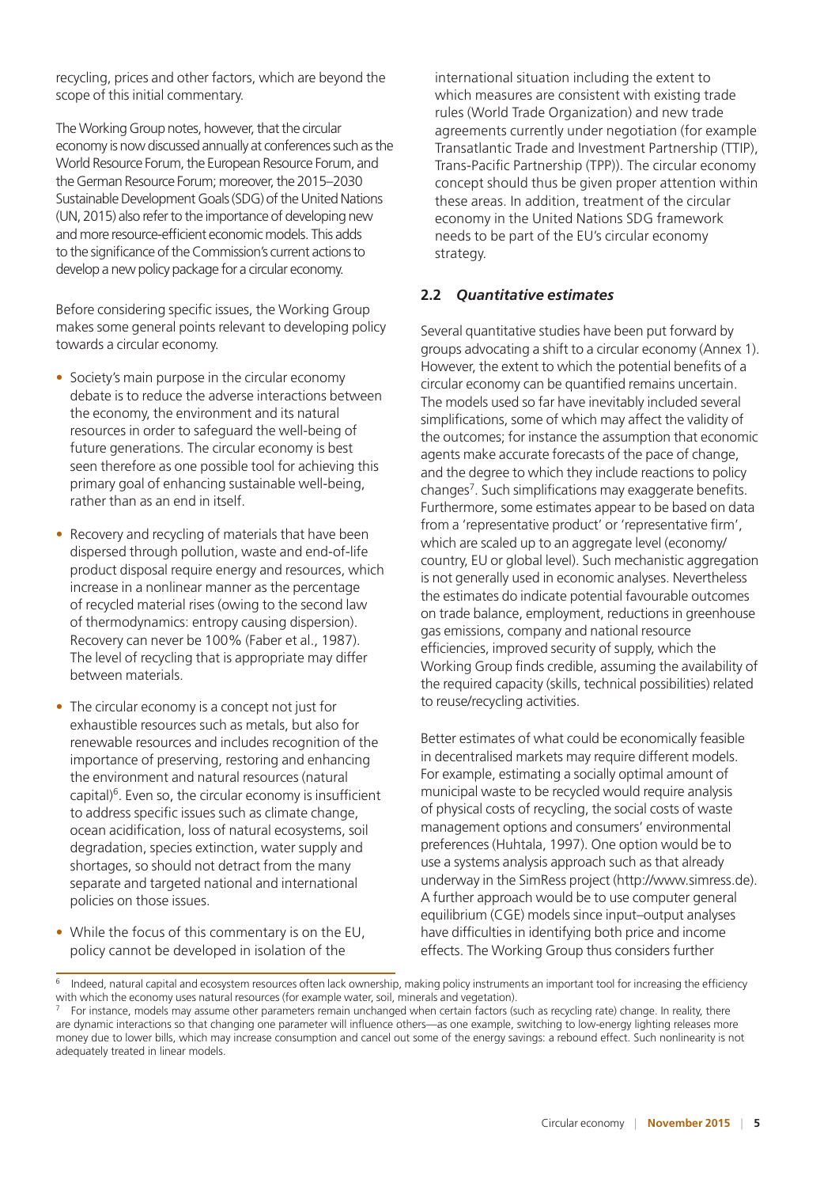recycling, prices and other factors, which are beyond the scope of this initial commentary.

The Working Group notes, however, that the circular economy is now discussed annually at conferences such as the World Resource Forum, the European Resource Forum, and the German Resource Forum; moreover, the 2015–2030 Sustainable Development Goals (SDG) of the United Nations (UN, 2015) also refer to the importance of developing new and more resource-efficient economic models. This adds to the significance of the Commission's current actions to develop a new policy package for a circular economy.

Before considering specific issues, the Working Group makes some general points relevant to developing policy towards a circular economy.

- Society's main purpose in the circular economy debate is to reduce the adverse interactions between the economy, the environment and its natural resources in order to safeguard the well-being of future generations. The circular economy is best seen therefore as one possible tool for achieving this primary goal of enhancing sustainable well-being, rather than as an end in itself.
- Recovery and recycling of materials that have been dispersed through pollution, waste and end-of-life product disposal require energy and resources, which increase in a nonlinear manner as the percentage of recycled material rises (owing to the second law of thermodynamics: entropy causing dispersion). Recovery can never be 100% (Faber et al., 1987). The level of recycling that is appropriate may differ between materials.
- The circular economy is a concept not just for exhaustible resources such as metals, but also for renewable resources and includes recognition of the importance of preserving, restoring and enhancing the environment and natural resources (natural capital)[6]. Even so, the circular economy is insufficient to address specific issues such as climate change, ocean acidification, loss of natural ecosystems, soil degradation, species extinction, water supply and shortages, so should not detract from the many separate and targeted national and international policies on those issues.
- While the focus of this commentary is on the EU, policy cannot be developed in isolation of the international situation including the extent to which measures are consistent with existing trade rules (World Trade Organization) and new trade agreements currently under negotiation (for example Transatlantic Trade and Investment Partnership (TTIP), Trans-Pacific Partnership (TPP)). The circular economy concept should thus be given proper attention within these areas. In addition, treatment of the circular economy in the United Nations SDG framework needs to be part of the EU's circular economy strategy.

## 2.2 *Quantitative estimates*

Several quantitative studies have been put forward by groups advocating a shift to a circular economy (Annex 1). However, the extent to which the potential benefits of a circular economy can be quantified remains uncertain. The models used so far have inevitably included several simplifications, some of which may affect the validity of the outcomes; for instance the assumption that economic agents make accurate forecasts of the pace of change, and the degree to which they include reactions to policy changes[7]. Such simplifications may exaggerate benefits. Furthermore, some estimates appear to be based on data from a 'representative product' or 'representative firm', which are scaled up to an aggregate level (economy/country, EU or global level). Such mechanistic aggregation is not generally used in economic analyses. Nevertheless the estimates do indicate potential favourable outcomes on trade balance, employment, reductions in greenhouse gas emissions, company and national resource efficiencies, improved security of supply, which the Working Group finds credible, assuming the availability of the required capacity (skills, technical possibilities) related to reuse/recycling activities.

Better estimates of what could be economically feasible in decentralised markets may require different models. For example, estimating a socially optimal amount of municipal waste to be recycled would require analysis of physical costs of recycling, the social costs of waste management options and consumers' environmental preferences (Huhtala, 1997). One option would be to use a systems analysis approach such as that already underway in the SimRess project (http://www.simress.de). A further approach would be to use computer general equilibrium (CGE) models since input–output analyses have difficulties in identifying both price and income effects. The Working Group thus considers further

[6] Indeed, natural capital and ecosystem resources often lack ownership, making policy instruments an important tool for increasing the efficiency with which the economy uses natural resources (for example water, soil, minerals and vegetation).

[7] For instance, models may assume other parameters remain unchanged when certain factors (such as recycling rate) change. In reality, there are dynamic interactions so that changing one parameter will influence others—as one example, switching to low-energy lighting releases more money due to lower bills, which may increase consumption and cancel out some of the energy savings: a rebound effect. Such nonlinearity is not adequately treated in linear models.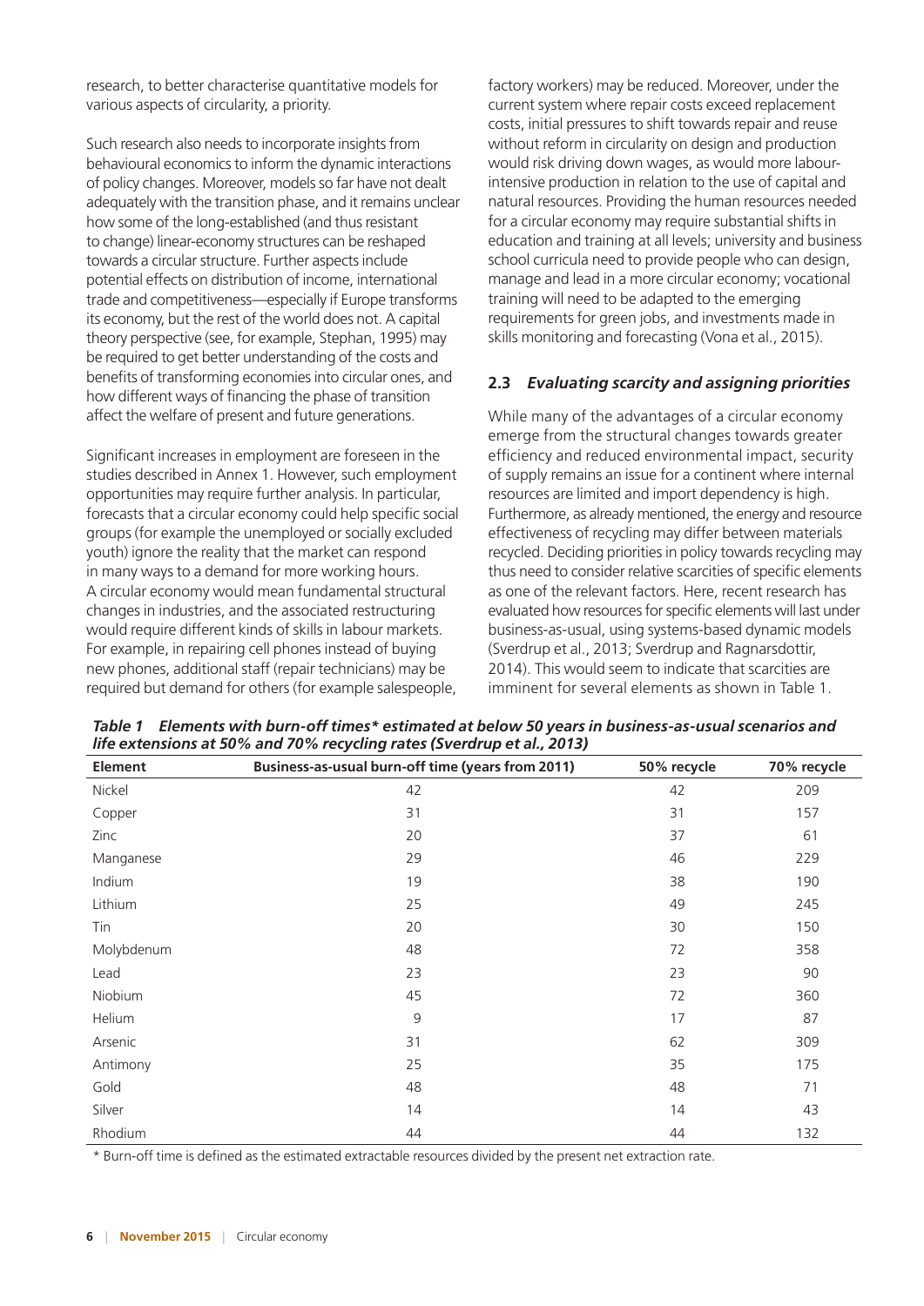research, to better characterise quantitative models for various aspects of circularity, a priority.

Such research also needs to incorporate insights from behavioural economics to inform the dynamic interactions of policy changes. Moreover, models so far have not dealt adequately with the transition phase, and it remains unclear how some of the long-established (and thus resistant to change) linear-economy structures can be reshaped towards a circular structure. Further aspects include potential effects on distribution of income, international trade and competitiveness—especially if Europe transforms its economy, but the rest of the world does not. A capital theory perspective (see, for example, Stephan, 1995) may be required to get better understanding of the costs and benefits of transforming economies into circular ones, and how different ways of financing the phase of transition affect the welfare of present and future generations.

Significant increases in employment are foreseen in the studies described in Annex 1. However, such employment opportunities may require further analysis. In particular, forecasts that a circular economy could help specific social groups (for example the unemployed or socially excluded youth) ignore the reality that the market can respond in many ways to a demand for more working hours. A circular economy would mean fundamental structural changes in industries, and the associated restructuring would require different kinds of skills in labour markets. For example, in repairing cell phones instead of buying new phones, additional staff (repair technicians) may be required but demand for others (for example salespeople, factory workers) may be reduced. Moreover, under the current system where repair costs exceed replacement costs, initial pressures to shift towards repair and reuse without reform in circularity on design and production would risk driving down wages, as would more labour-intensive production in relation to the use of capital and natural resources. Providing the human resources needed for a circular economy may require substantial shifts in education and training at all levels; university and business school curricula need to provide people who can design, manage and lead in a more circular economy; vocational training will need to be adapted to the emerging requirements for green jobs, and investments made in skills monitoring and forecasting (Vona et al., 2015).

## 2.3 *Evaluating scarcity and assigning priorities*

While many of the advantages of a circular economy emerge from the structural changes towards greater efficiency and reduced environmental impact, security of supply remains an issue for a continent where internal resources are limited and import dependency is high. Furthermore, as already mentioned, the energy and resource effectiveness of recycling may differ between materials recycled. Deciding priorities in policy towards recycling may thus need to consider relative scarcities of specific elements as one of the relevant factors. Here, recent research has evaluated how resources for specific elements will last under business-as-usual, using systems-based dynamic models (Sverdrup et al., 2013; Sverdrup and Ragnarsdottir, 2014). This would seem to indicate that scarcities are imminent for several elements as shown in Table 1.

***Table 1 Elements with burn-off times\* estimated at below 50 years in business-as-usual scenarios and life extensions at 50% and 70% recycling rates (Sverdrup et al., 2013)***

| Element | Business-as-usual burn-off time (years from 2011) | 50% recycle | 70% recycle |
|---|---|---|---|
| Nickel | 42 | 42 | 209 |
| Copper | 31 | 31 | 157 |
| Zinc | 20 | 37 | 61 |
| Manganese | 29 | 46 | 229 |
| Indium | 19 | 38 | 190 |
| Lithium | 25 | 49 | 245 |
| Tin | 20 | 30 | 150 |
| Molybdenum | 48 | 72 | 358 |
| Lead | 23 | 23 | 90 |
| Niobium | 45 | 72 | 360 |
| Helium | 9 | 17 | 87 |
| Arsenic | 31 | 62 | 309 |
| Antimony | 25 | 35 | 175 |
| Gold | 48 | 48 | 71 |
| Silver | 14 | 14 | 43 |
| Rhodium | 44 | 44 | 132 |

\* Burn-off time is defined as the estimated extractable resources divided by the present net extraction rate.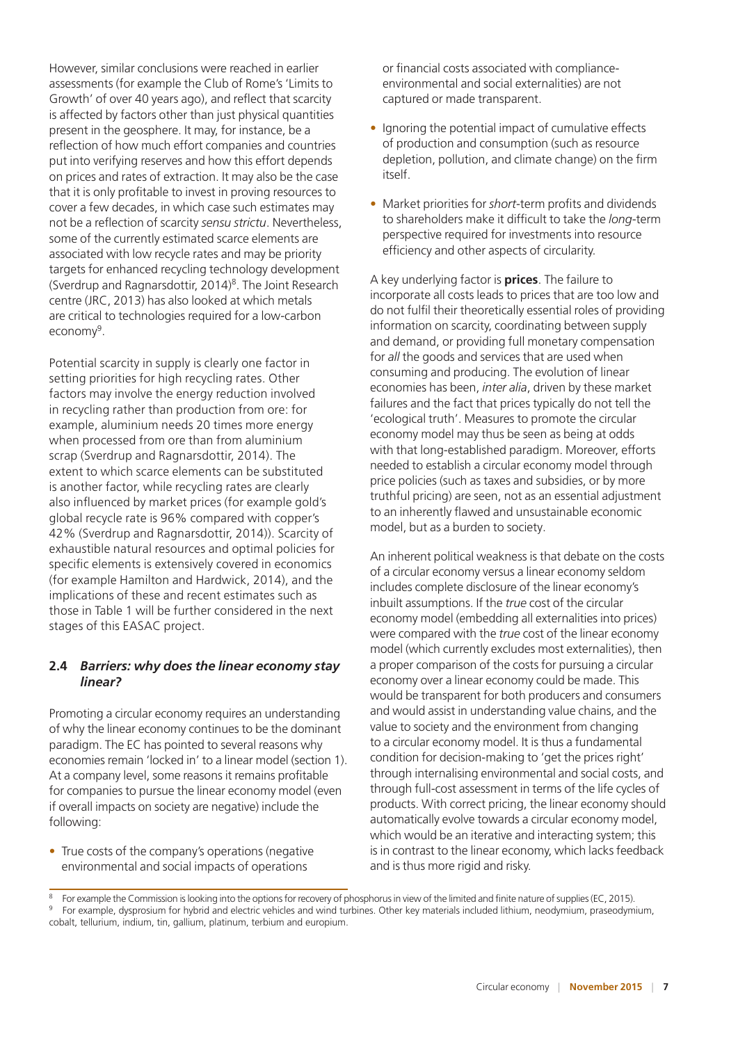However, similar conclusions were reached in earlier assessments (for example the Club of Rome's 'Limits to Growth' of over 40 years ago), and reflect that scarcity is affected by factors other than just physical quantities present in the geosphere. It may, for instance, be a reflection of how much effort companies and countries put into verifying reserves and how this effort depends on prices and rates of extraction. It may also be the case that it is only profitable to invest in proving resources to cover a few decades, in which case such estimates may not be a reflection of scarcity *sensu strictu*. Nevertheless, some of the currently estimated scarce elements are associated with low recycle rates and may be priority targets for enhanced recycling technology development (Sverdrup and Ragnarsdottir, 2014)[8]. The Joint Research centre (JRC, 2013) has also looked at which metals are critical to technologies required for a low-carbon economy[9].

Potential scarcity in supply is clearly one factor in setting priorities for high recycling rates. Other factors may involve the energy reduction involved in recycling rather than production from ore: for example, aluminium needs 20 times more energy when processed from ore than from aluminium scrap (Sverdrup and Ragnarsdottir, 2014). The extent to which scarce elements can be substituted is another factor, while recycling rates are clearly also influenced by market prices (for example gold's global recycle rate is 96% compared with copper's 42% (Sverdrup and Ragnarsdottir, 2014)). Scarcity of exhaustible natural resources and optimal policies for specific elements is extensively covered in economics (for example Hamilton and Hardwick, 2014), and the implications of these and recent estimates such as those in Table 1 will be further considered in the next stages of this EASAC project.

### 2.4 *Barriers: why does the linear economy stay linear?*

Promoting a circular economy requires an understanding of why the linear economy continues to be the dominant paradigm. The EC has pointed to several reasons why economies remain 'locked in' to a linear model (section 1). At a company level, some reasons it remains profitable for companies to pursue the linear economy model (even if overall impacts on society are negative) include the following:

- True costs of the company's operations (negative environmental and social impacts of operations or financial costs associated with compliance-environmental and social externalities) are not captured or made transparent.
- Ignoring the potential impact of cumulative effects of production and consumption (such as resource depletion, pollution, and climate change) on the firm itself.
- Market priorities for *short*-term profits and dividends to shareholders make it difficult to take the *long*-term perspective required for investments into resource efficiency and other aspects of circularity.

A key underlying factor is **prices**. The failure to incorporate all costs leads to prices that are too low and do not fulfil their theoretically essential roles of providing information on scarcity, coordinating between supply and demand, or providing full monetary compensation for *all* the goods and services that are used when consuming and producing. The evolution of linear economies has been, *inter alia*, driven by these market failures and the fact that prices typically do not tell the 'ecological truth'. Measures to promote the circular economy model may thus be seen as being at odds with that long-established paradigm. Moreover, efforts needed to establish a circular economy model through price policies (such as taxes and subsidies, or by more truthful pricing) are seen, not as an essential adjustment to an inherently flawed and unsustainable economic model, but as a burden to society.

An inherent political weakness is that debate on the costs of a circular economy versus a linear economy seldom includes complete disclosure of the linear economy's inbuilt assumptions. If the *true* cost of the circular economy model (embedding all externalities into prices) were compared with the *true* cost of the linear economy model (which currently excludes most externalities), then a proper comparison of the costs for pursuing a circular economy over a linear economy could be made. This would be transparent for both producers and consumers and would assist in understanding value chains, and the value to society and the environment from changing to a circular economy model. It is thus a fundamental condition for decision-making to 'get the prices right' through internalising environmental and social costs, and through full-cost assessment in terms of the life cycles of products. With correct pricing, the linear economy should automatically evolve towards a circular economy model, which would be an iterative and interacting system; this is in contrast to the linear economy, which lacks feedback and is thus more rigid and risky.

---

[8] For example the Commission is looking into the options for recovery of phosphorus in view of the limited and finite nature of supplies (EC, 2015).

[9] For example, dysprosium for hybrid and electric vehicles and wind turbines. Other key materials included lithium, neodymium, praseodymium, cobalt, tellurium, indium, tin, gallium, platinum, terbium and europium.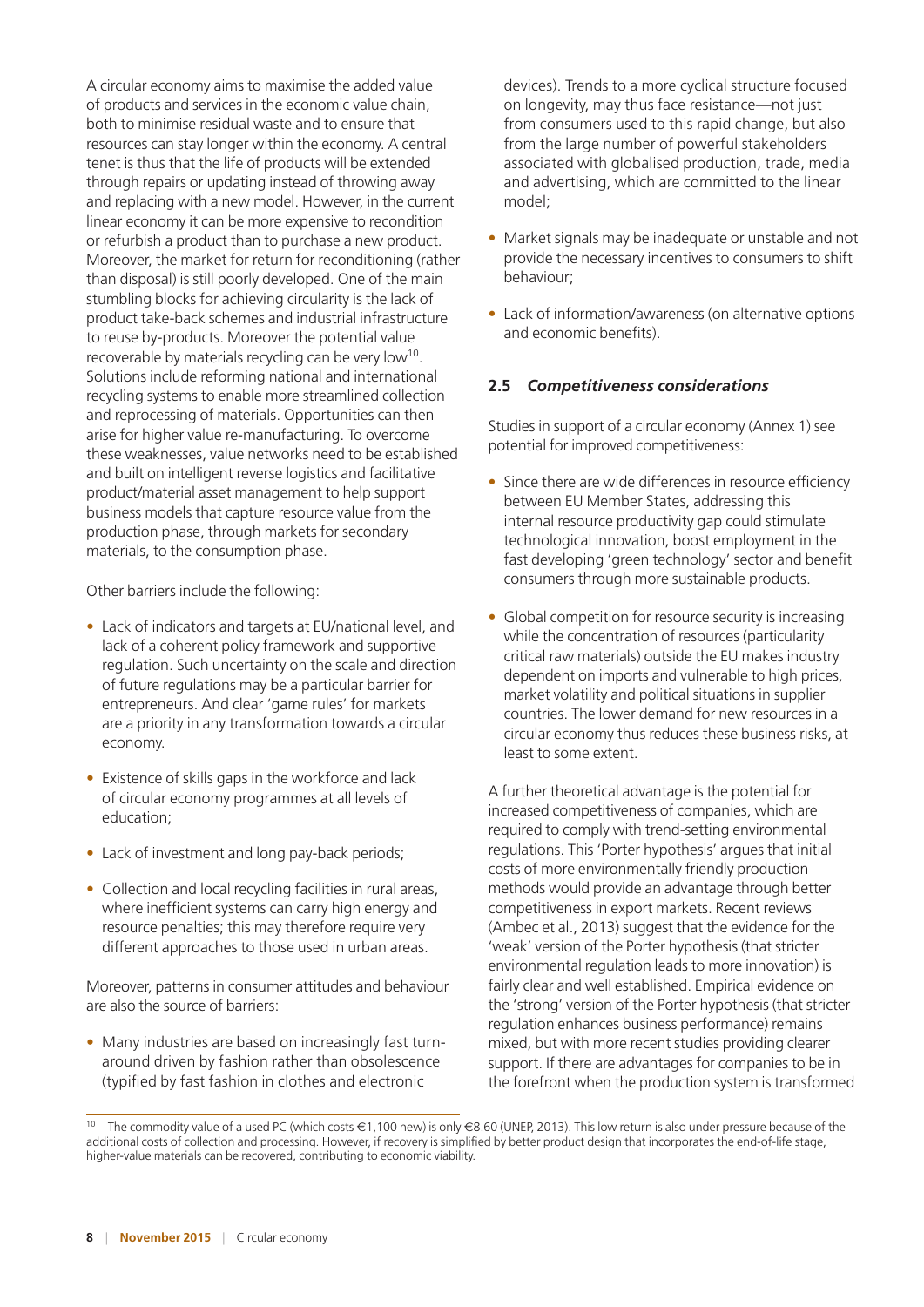A circular economy aims to maximise the added value of products and services in the economic value chain, both to minimise residual waste and to ensure that resources can stay longer within the economy. A central tenet is thus that the life of products will be extended through repairs or updating instead of throwing away and replacing with a new model. However, in the current linear economy it can be more expensive to recondition or refurbish a product than to purchase a new product. Moreover, the market for return for reconditioning (rather than disposal) is still poorly developed. One of the main stumbling blocks for achieving circularity is the lack of product take-back schemes and industrial infrastructure to reuse by-products. Moreover the potential value recoverable by materials recycling can be very low[10]. Solutions include reforming national and international recycling systems to enable more streamlined collection and reprocessing of materials. Opportunities can then arise for higher value re-manufacturing. To overcome these weaknesses, value networks need to be established and built on intelligent reverse logistics and facilitative product/material asset management to help support business models that capture resource value from the production phase, through markets for secondary materials, to the consumption phase.

Other barriers include the following:

- Lack of indicators and targets at EU/national level, and lack of a coherent policy framework and supportive regulation. Such uncertainty on the scale and direction of future regulations may be a particular barrier for entrepreneurs. And clear 'game rules' for markets are a priority in any transformation towards a circular economy.
- Existence of skills gaps in the workforce and lack of circular economy programmes at all levels of education;
- Lack of investment and long pay-back periods;
- Collection and local recycling facilities in rural areas, where inefficient systems can carry high energy and resource penalties; this may therefore require very different approaches to those used in urban areas.

Moreover, patterns in consumer attitudes and behaviour are also the source of barriers:

- Many industries are based on increasingly fast turn-around driven by fashion rather than obsolescence (typified by fast fashion in clothes and electronic devices). Trends to a more cyclical structure focused on longevity, may thus face resistance—not just from consumers used to this rapid change, but also from the large number of powerful stakeholders associated with globalised production, trade, media and advertising, which are committed to the linear model;
- Market signals may be inadequate or unstable and not provide the necessary incentives to consumers to shift behaviour;
- Lack of information/awareness (on alternative options and economic benefits).

## 2.5 *Competitiveness considerations*

Studies in support of a circular economy (Annex 1) see potential for improved competitiveness:

- Since there are wide differences in resource efficiency between EU Member States, addressing this internal resource productivity gap could stimulate technological innovation, boost employment in the fast developing 'green technology' sector and benefit consumers through more sustainable products.
- Global competition for resource security is increasing while the concentration of resources (particularity critical raw materials) outside the EU makes industry dependent on imports and vulnerable to high prices, market volatility and political situations in supplier countries. The lower demand for new resources in a circular economy thus reduces these business risks, at least to some extent.

A further theoretical advantage is the potential for increased competitiveness of companies, which are required to comply with trend-setting environmental regulations. This 'Porter hypothesis' argues that initial costs of more environmentally friendly production methods would provide an advantage through better competitiveness in export markets. Recent reviews (Ambec et al., 2013) suggest that the evidence for the 'weak' version of the Porter hypothesis (that stricter environmental regulation leads to more innovation) is fairly clear and well established. Empirical evidence on the 'strong' version of the Porter hypothesis (that stricter regulation enhances business performance) remains mixed, but with more recent studies providing clearer support. If there are advantages for companies to be in the forefront when the production system is transformed

---

[10] The commodity value of a used PC (which costs €1,100 new) is only €8.60 (UNEP, 2013). This low return is also under pressure because of the additional costs of collection and processing. However, if recovery is simplified by better product design that incorporates the end-of-life stage, higher-value materials can be recovered, contributing to economic viability.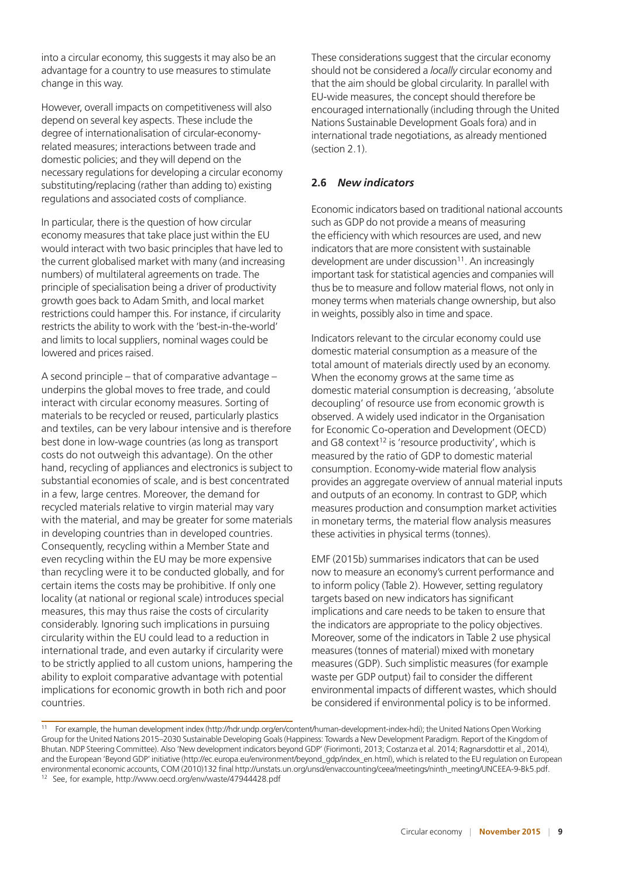into a circular economy, this suggests it may also be an advantage for a country to use measures to stimulate change in this way.

However, overall impacts on competitiveness will also depend on several key aspects. These include the degree of internationalisation of circular-economy-related measures; interactions between trade and domestic policies; and they will depend on the necessary regulations for developing a circular economy substituting/replacing (rather than adding to) existing regulations and associated costs of compliance.

In particular, there is the question of how circular economy measures that take place just within the EU would interact with two basic principles that have led to the current globalised market with many (and increasing numbers) of multilateral agreements on trade. The principle of specialisation being a driver of productivity growth goes back to Adam Smith, and local market restrictions could hamper this. For instance, if circularity restricts the ability to work with the 'best-in-the-world' and limits to local suppliers, nominal wages could be lowered and prices raised.

A second principle – that of comparative advantage – underpins the global moves to free trade, and could interact with circular economy measures. Sorting of materials to be recycled or reused, particularly plastics and textiles, can be very labour intensive and is therefore best done in low-wage countries (as long as transport costs do not outweigh this advantage). On the other hand, recycling of appliances and electronics is subject to substantial economies of scale, and is best concentrated in a few, large centres. Moreover, the demand for recycled materials relative to virgin material may vary with the material, and may be greater for some materials in developing countries than in developed countries. Consequently, recycling within a Member State and even recycling within the EU may be more expensive than recycling were it to be conducted globally, and for certain items the costs may be prohibitive. If only one locality (at national or regional scale) introduces special measures, this may thus raise the costs of circularity considerably. Ignoring such implications in pursuing circularity within the EU could lead to a reduction in international trade, and even autarky if circularity were to be strictly applied to all custom unions, hampering the ability to exploit comparative advantage with potential implications for economic growth in both rich and poor countries.

These considerations suggest that the circular economy should not be considered a *locally* circular economy and that the aim should be global circularity. In parallel with EU-wide measures, the concept should therefore be encouraged internationally (including through the United Nations Sustainable Development Goals fora) and in international trade negotiations, as already mentioned (section 2.1).

## 2.6 *New indicators*

Economic indicators based on traditional national accounts such as GDP do not provide a means of measuring the efficiency with which resources are used, and new indicators that are more consistent with sustainable development are under discussion[11]. An increasingly important task for statistical agencies and companies will thus be to measure and follow material flows, not only in money terms when materials change ownership, but also in weights, possibly also in time and space.

Indicators relevant to the circular economy could use domestic material consumption as a measure of the total amount of materials directly used by an economy. When the economy grows at the same time as domestic material consumption is decreasing, 'absolute decoupling' of resource use from economic growth is observed. A widely used indicator in the Organisation for Economic Co-operation and Development (OECD) and G8 context[12] is 'resource productivity', which is measured by the ratio of GDP to domestic material consumption. Economy-wide material flow analysis provides an aggregate overview of annual material inputs and outputs of an economy. In contrast to GDP, which measures production and consumption market activities in monetary terms, the material flow analysis measures these activities in physical terms (tonnes).

EMF (2015b) summarises indicators that can be used now to measure an economy's current performance and to inform policy (Table 2). However, setting regulatory targets based on new indicators has significant implications and care needs to be taken to ensure that the indicators are appropriate to the policy objectives. Moreover, some of the indicators in Table 2 use physical measures (tonnes of material) mixed with monetary measures (GDP). Such simplistic measures (for example waste per GDP output) fail to consider the different environmental impacts of different wastes, which should be considered if environmental policy is to be informed.

---

[11] For example, the human development index (http://hdr.undp.org/en/content/human-development-index-hdi); the United Nations Open Working Group for the United Nations 2015–2030 Sustainable Developing Goals (Happiness: Towards a New Development Paradigm. Report of the Kingdom of Bhutan. NDP Steering Committee). Also 'New development indicators beyond GDP' (Fiorimonti, 2013; Costanza et al. 2014; Ragnarsdottir et al., 2014), and the European 'Beyond GDP' initiative (http://ec.europa.eu/environment/beyond_gdp/index_en.html), which is related to the EU regulation on European environmental economic accounts, COM (2010)132 final http://unstats.un.org/unsd/envaccounting/ceea/meetings/ninth_meeting/UNCEEA-9-Bk5.pdf.

[12] See, for example, http://www.oecd.org/env/waste/47944428.pdf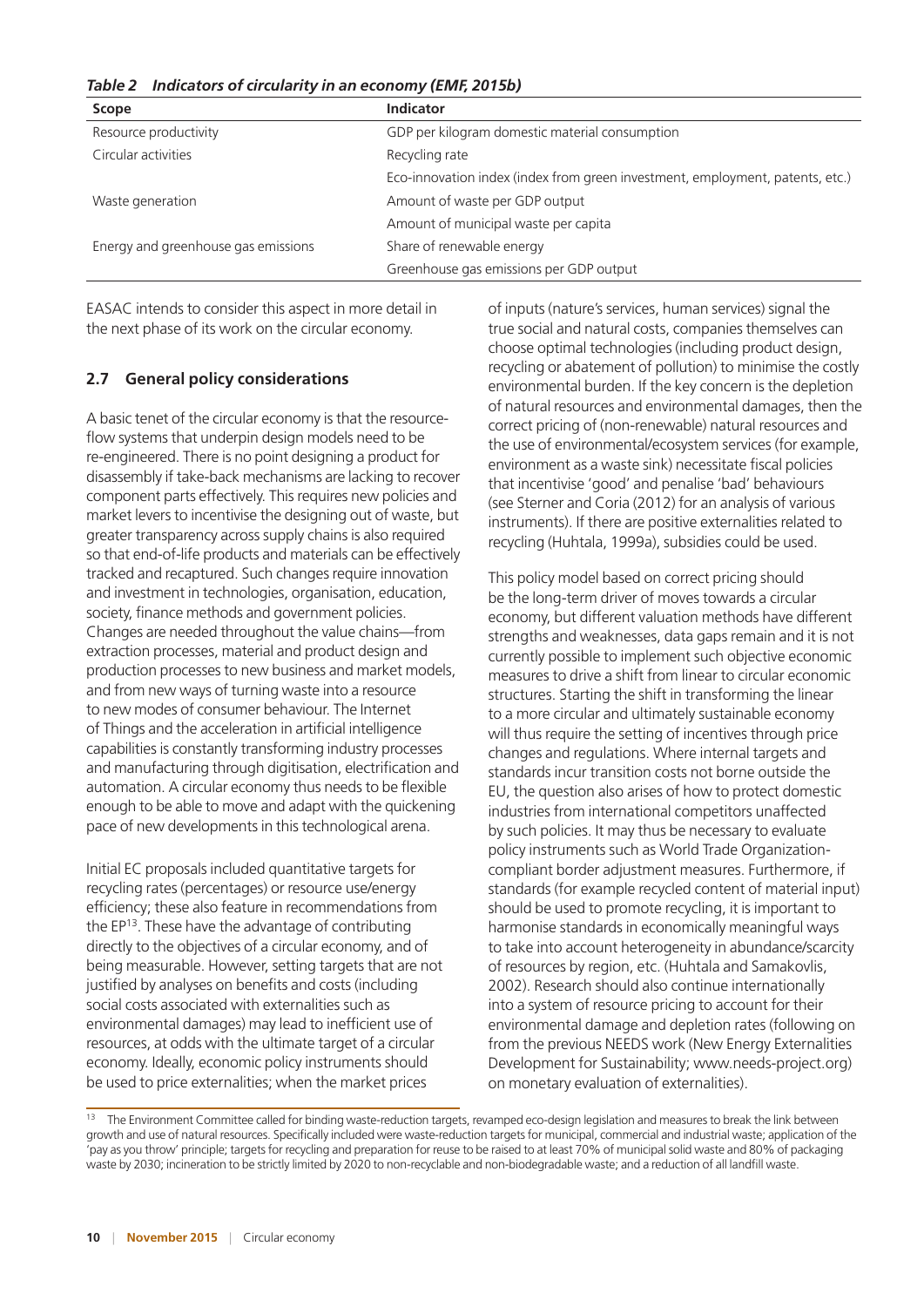*Table 2 Indicators of circularity in an economy (EMF, 2015b)*

| Scope | Indicator |
|---|---|
| Resource productivity | GDP per kilogram domestic material consumption |
| Circular activities | Recycling rate |
| | Eco-innovation index (index from green investment, employment, patents, etc.) |
| Waste generation | Amount of waste per GDP output |
| | Amount of municipal waste per capita |
| Energy and greenhouse gas emissions | Share of renewable energy |
| | Greenhouse gas emissions per GDP output |

EASAC intends to consider this aspect in more detail in the next phase of its work on the circular economy.

## 2.7 General policy considerations

A basic tenet of the circular economy is that the resource-flow systems that underpin design models need to be re-engineered. There is no point designing a product for disassembly if take-back mechanisms are lacking to recover component parts effectively. This requires new policies and market levers to incentivise the designing out of waste, but greater transparency across supply chains is also required so that end-of-life products and materials can be effectively tracked and recaptured. Such changes require innovation and investment in technologies, organisation, education, society, finance methods and government policies. Changes are needed throughout the value chains—from extraction processes, material and product design and production processes to new business and market models, and from new ways of turning waste into a resource to new modes of consumer behaviour. The Internet of Things and the acceleration in artificial intelligence capabilities is constantly transforming industry processes and manufacturing through digitisation, electrification and automation. A circular economy thus needs to be flexible enough to be able to move and adapt with the quickening pace of new developments in this technological arena.

Initial EC proposals included quantitative targets for recycling rates (percentages) or resource use/energy efficiency; these also feature in recommendations from the EP[13]. These have the advantage of contributing directly to the objectives of a circular economy, and of being measurable. However, setting targets that are not justified by analyses on benefits and costs (including social costs associated with externalities such as environmental damages) may lead to inefficient use of resources, at odds with the ultimate target of a circular economy. Ideally, economic policy instruments should be used to price externalities; when the market prices of inputs (nature's services, human services) signal the true social and natural costs, companies themselves can choose optimal technologies (including product design, recycling or abatement of pollution) to minimise the costly environmental burden. If the key concern is the depletion of natural resources and environmental damages, then the correct pricing of (non-renewable) natural resources and the use of environmental/ecosystem services (for example, environment as a waste sink) necessitate fiscal policies that incentivise 'good' and penalise 'bad' behaviours (see Sterner and Coria (2012) for an analysis of various instruments). If there are positive externalities related to recycling (Huhtala, 1999a), subsidies could be used.

This policy model based on correct pricing should be the long-term driver of moves towards a circular economy, but different valuation methods have different strengths and weaknesses, data gaps remain and it is not currently possible to implement such objective economic measures to drive a shift from linear to circular economic structures. Starting the shift in transforming the linear to a more circular and ultimately sustainable economy will thus require the setting of incentives through price changes and regulations. Where internal targets and standards incur transition costs not borne outside the EU, the question also arises of how to protect domestic industries from international competitors unaffected by such policies. It may thus be necessary to evaluate policy instruments such as World Trade Organization-compliant border adjustment measures. Furthermore, if standards (for example recycled content of material input) should be used to promote recycling, it is important to harmonise standards in economically meaningful ways to take into account heterogeneity in abundance/scarcity of resources by region, etc. (Huhtala and Samakovlis, 2002). Research should also continue internationally into a system of resource pricing to account for their environmental damage and depletion rates (following on from the previous NEEDS work (New Energy Externalities Development for Sustainability; www.needs-project.org) on monetary evaluation of externalities).

[13] The Environment Committee called for binding waste-reduction targets, revamped eco-design legislation and measures to break the link between growth and use of natural resources. Specifically included were waste-reduction targets for municipal, commercial and industrial waste; application of the 'pay as you throw' principle; targets for recycling and preparation for reuse to be raised to at least 70% of municipal solid waste and 80% of packaging waste by 2030; incineration to be strictly limited by 2020 to non-recyclable and non-biodegradable waste; and a reduction of all landfill waste.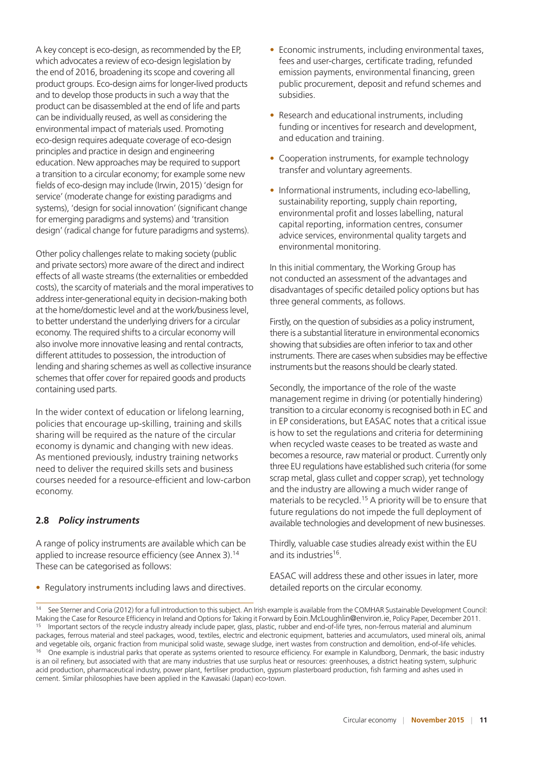A key concept is eco-design, as recommended by the EP, which advocates a review of eco-design legislation by the end of 2016, broadening its scope and covering all product groups. Eco-design aims for longer-lived products and to develop those products in such a way that the product can be disassembled at the end of life and parts can be individually reused, as well as considering the environmental impact of materials used. Promoting eco-design requires adequate coverage of eco-design principles and practice in design and engineering education. New approaches may be required to support a transition to a circular economy; for example some new fields of eco-design may include (Irwin, 2015) 'design for service' (moderate change for existing paradigms and systems), 'design for social innovation' (significant change for emerging paradigms and systems) and 'transition design' (radical change for future paradigms and systems).

Other policy challenges relate to making society (public and private sectors) more aware of the direct and indirect effects of all waste streams (the externalities or embedded costs), the scarcity of materials and the moral imperatives to address inter-generational equity in decision-making both at the home/domestic level and at the work/business level, to better understand the underlying drivers for a circular economy. The required shifts to a circular economy will also involve more innovative leasing and rental contracts, different attitudes to possession, the introduction of lending and sharing schemes as well as collective insurance schemes that offer cover for repaired goods and products containing used parts.

In the wider context of education or lifelong learning, policies that encourage up-skilling, training and skills sharing will be required as the nature of the circular economy is dynamic and changing with new ideas. As mentioned previously, industry training networks need to deliver the required skills sets and business courses needed for a resource-efficient and low-carbon economy.

## 2.8 *Policy instruments*

A range of policy instruments are available which can be applied to increase resource efficiency (see Annex 3).[14] These can be categorised as follows:

- Regulatory instruments including laws and directives.
- Economic instruments, including environmental taxes, fees and user-charges, certificate trading, refunded emission payments, environmental financing, green public procurement, deposit and refund schemes and subsidies.
- Research and educational instruments, including funding or incentives for research and development, and education and training.
- Cooperation instruments, for example technology transfer and voluntary agreements.
- Informational instruments, including eco-labelling, sustainability reporting, supply chain reporting, environmental profit and losses labelling, natural capital reporting, information centres, consumer advice services, environmental quality targets and environmental monitoring.

In this initial commentary, the Working Group has not conducted an assessment of the advantages and disadvantages of specific detailed policy options but has three general comments, as follows.

Firstly, on the question of subsidies as a policy instrument, there is a substantial literature in environmental economics showing that subsidies are often inferior to tax and other instruments. There are cases when subsidies may be effective instruments but the reasons should be clearly stated.

Secondly, the importance of the role of the waste management regime in driving (or potentially hindering) transition to a circular economy is recognised both in EC and in EP considerations, but EASAC notes that a critical issue is how to set the regulations and criteria for determining when recycled waste ceases to be treated as waste and becomes a resource, raw material or product. Currently only three EU regulations have established such criteria (for some scrap metal, glass cullet and copper scrap), yet technology and the industry are allowing a much wider range of materials to be recycled.[15] A priority will be to ensure that future regulations do not impede the full deployment of available technologies and development of new businesses.

Thirdly, valuable case studies already exist within the EU and its industries[16].

EASAC will address these and other issues in later, more detailed reports on the circular economy.

---

[14] See Sterner and Coria (2012) for a full introduction to this subject. An Irish example is available from the COMHAR Sustainable Development Council: Making the Case for Resource Efficiency in Ireland and Options for Taking it Forward by Eoin.McLoughlin@environ.ie, Policy Paper, December 2011.

[15] Important sectors of the recycle industry already include paper, glass, plastic, rubber and end-of-life tyres, non-ferrous material and aluminum packages, ferrous material and steel packages, wood, textiles, electric and electronic equipment, batteries and accumulators, used mineral oils, animal and vegetable oils, organic fraction from municipal solid waste, sewage sludge, inert wastes from construction and demolition, end-of-life vehicles.

[16] One example is industrial parks that operate as systems oriented to resource efficiency. For example in Kalundborg, Denmark, the basic industry is an oil refinery, but associated with that are many industries that use surplus heat or resources: greenhouses, a district heating system, sulphuric acid production, pharmaceutical industry, power plant, fertiliser production, gypsum plasterboard production, fish farming and ashes used in cement. Similar philosophies have been applied in the Kawasaki (Japan) eco-town.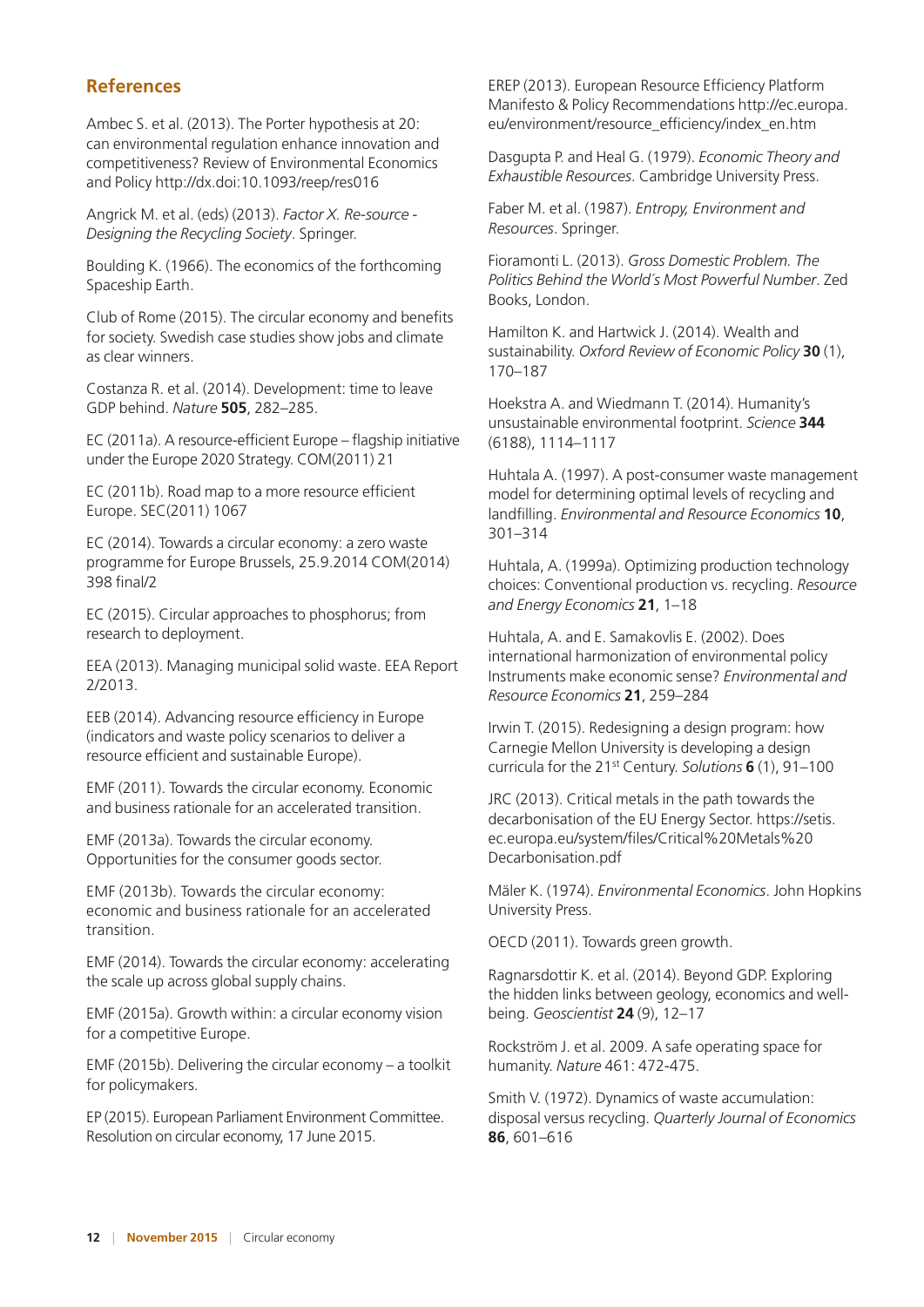## References

Ambec S. et al. (2013). The Porter hypothesis at 20: can environmental regulation enhance innovation and competitiveness? Review of Environmental Economics and Policy http://dx.doi:10.1093/reep/res016

Angrick M. et al. (eds) (2013). *Factor X. Re-source - Designing the Recycling Society*. Springer.

Boulding K. (1966). The economics of the forthcoming Spaceship Earth.

Club of Rome (2015). The circular economy and benefits for society. Swedish case studies show jobs and climate as clear winners.

Costanza R. et al. (2014). Development: time to leave GDP behind. *Nature* **505**, 282–285.

EC (2011a). A resource-efficient Europe – flagship initiative under the Europe 2020 Strategy. COM(2011) 21

EC (2011b). Road map to a more resource efficient Europe. SEC(2011) 1067

EC (2014). Towards a circular economy: a zero waste programme for Europe Brussels, 25.9.2014 COM(2014) 398 final/2

EC (2015). Circular approaches to phosphorus; from research to deployment.

EEA (2013). Managing municipal solid waste. EEA Report 2/2013.

EEB (2014). Advancing resource efficiency in Europe (indicators and waste policy scenarios to deliver a resource efficient and sustainable Europe).

EMF (2011). Towards the circular economy. Economic and business rationale for an accelerated transition.

EMF (2013a). Towards the circular economy. Opportunities for the consumer goods sector.

EMF (2013b). Towards the circular economy: economic and business rationale for an accelerated transition.

EMF (2014). Towards the circular economy: accelerating the scale up across global supply chains.

EMF (2015a). Growth within: a circular economy vision for a competitive Europe.

EMF (2015b). Delivering the circular economy – a toolkit for policymakers.

EP (2015). European Parliament Environment Committee. Resolution on circular economy, 17 June 2015.

EREP (2013). European Resource Efficiency Platform Manifesto & Policy Recommendations http://ec.europa.eu/environment/resource_efficiency/index_en.htm

Dasgupta P. and Heal G. (1979). *Economic Theory and Exhaustible Resources*. Cambridge University Press.

Faber M. et al. (1987). *Entropy, Environment and Resources*. Springer.

Fioramonti L. (2013). *Gross Domestic Problem. The Politics Behind the World's Most Powerful Number*. Zed Books, London.

Hamilton K. and Hartwick J. (2014). Wealth and sustainability. *Oxford Review of Economic Policy* **30** (1), 170–187

Hoekstra A. and Wiedmann T. (2014). Humanity's unsustainable environmental footprint. *Science* **344** (6188), 1114–1117

Huhtala A. (1997). A post-consumer waste management model for determining optimal levels of recycling and landfilling. *Environmental and Resource Economics* **10**, 301–314

Huhtala, A. (1999a). Optimizing production technology choices: Conventional production vs. recycling. *Resource and Energy Economics* **21**, 1–18

Huhtala, A. and E. Samakovlis E. (2002). Does international harmonization of environmental policy Instruments make economic sense? *Environmental and Resource Economics* **21**, 259–284

Irwin T. (2015). Redesigning a design program: how Carnegie Mellon University is developing a design curricula for the 21st Century. *Solutions* **6** (1), 91–100

JRC (2013). Critical metals in the path towards the decarbonisation of the EU Energy Sector. https://setis.ec.europa.eu/system/files/Critical%20Metals%20Decarbonisation.pdf

Mäler K. (1974). *Environmental Economics*. John Hopkins University Press.

OECD (2011). Towards green growth.

Ragnarsdottir K. et al. (2014). Beyond GDP. Exploring the hidden links between geology, economics and well-being. *Geoscientist* **24** (9), 12–17

Rockström J. et al. 2009. A safe operating space for humanity. *Nature* 461: 472-475.

Smith V. (1972). Dynamics of waste accumulation: disposal versus recycling. *Quarterly Journal of Economics* **86**, 601–616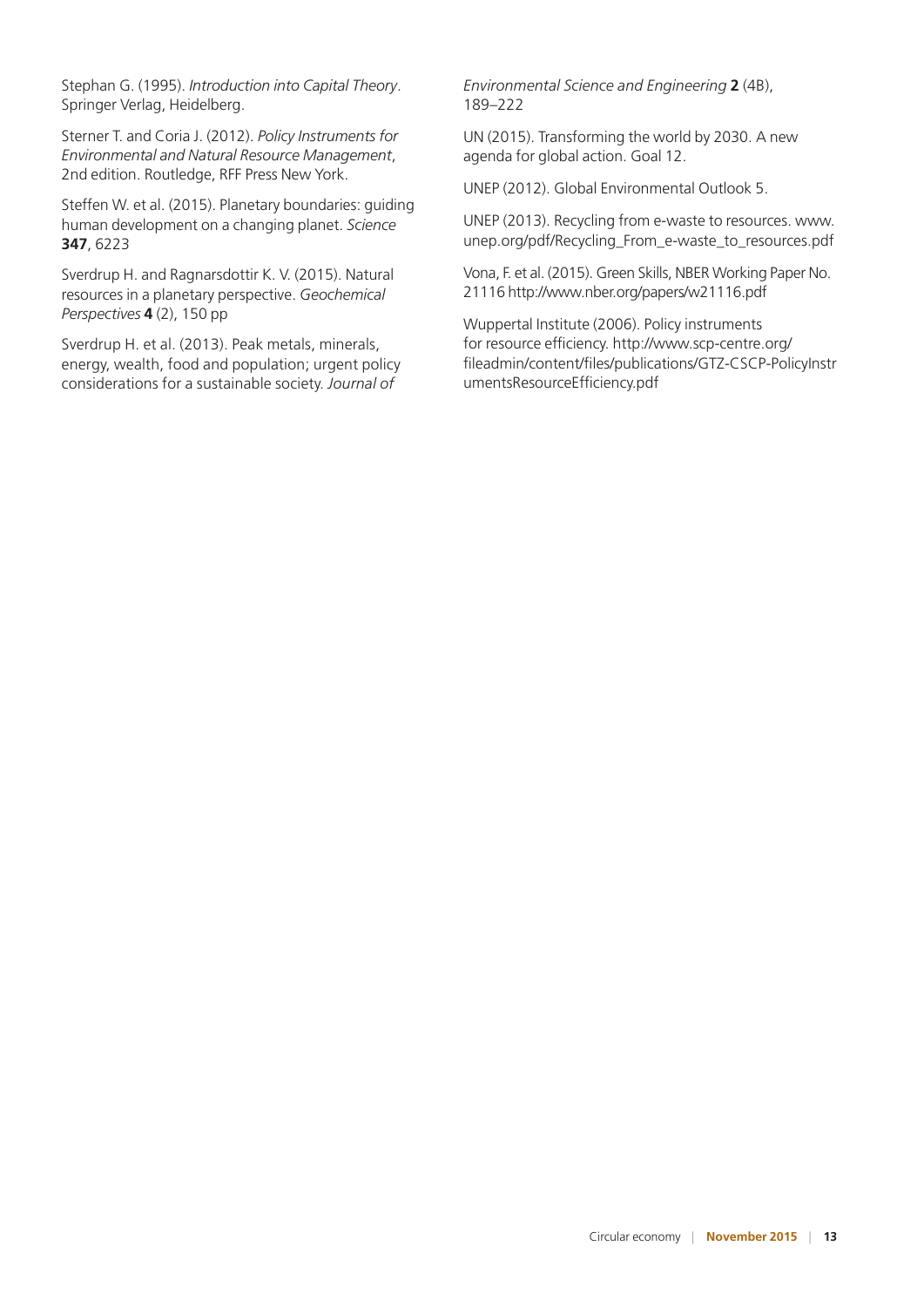Stephan G. (1995). *Introduction into Capital Theory*. Springer Verlag, Heidelberg.

Sterner T. and Coria J. (2012). *Policy Instruments for Environmental and Natural Resource Management*, 2nd edition. Routledge, RFF Press New York.

Steffen W. et al. (2015). Planetary boundaries: guiding human development on a changing planet. *Science* **347**, 6223

Sverdrup H. and Ragnarsdottir K. V. (2015). Natural resources in a planetary perspective. *Geochemical Perspectives* **4** (2), 150 pp

Sverdrup H. et al. (2013). Peak metals, minerals, energy, wealth, food and population; urgent policy considerations for a sustainable society. *Journal of Environmental Science and Engineering* **2** (4B), 189–222

UN (2015). Transforming the world by 2030. A new agenda for global action. Goal 12.

UNEP (2012). Global Environmental Outlook 5.

UNEP (2013). Recycling from e-waste to resources. www.unep.org/pdf/Recycling_From_e-waste_to_resources.pdf

Vona, F. et al. (2015). Green Skills, NBER Working Paper No. 21116 http://www.nber.org/papers/w21116.pdf

Wuppertal Institute (2006). Policy instruments for resource efficiency. http://www.scp-centre.org/fileadmin/content/files/publications/GTZ-CSCP-PolicyInstrumentsResourceEfficiency.pdf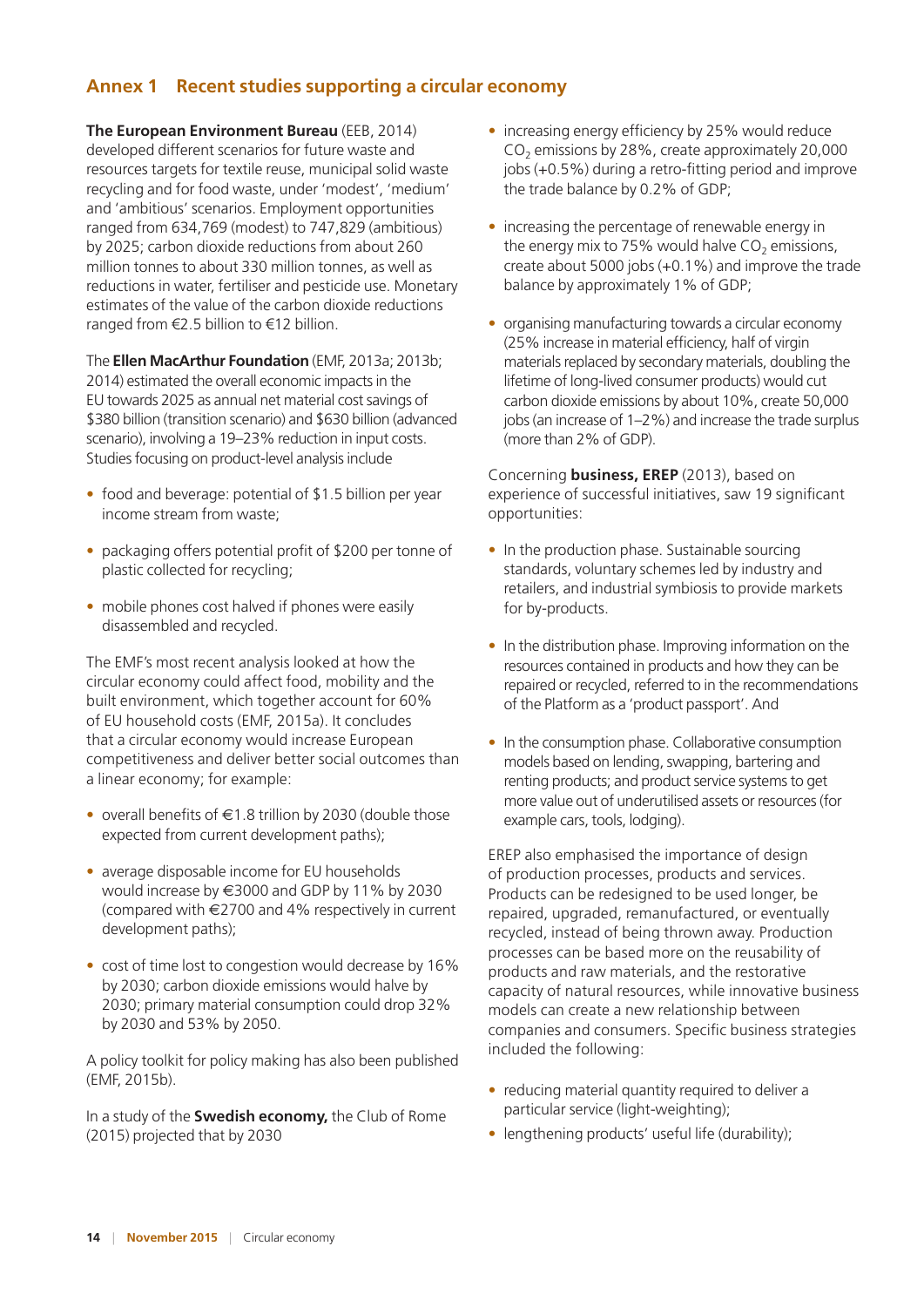## Annex 1 Recent studies supporting a circular economy

**The European Environment Bureau** (EEB, 2014) developed different scenarios for future waste and resources targets for textile reuse, municipal solid waste recycling and for food waste, under 'modest', 'medium' and 'ambitious' scenarios. Employment opportunities ranged from 634,769 (modest) to 747,829 (ambitious) by 2025; carbon dioxide reductions from about 260 million tonnes to about 330 million tonnes, as well as reductions in water, fertiliser and pesticide use. Monetary estimates of the value of the carbon dioxide reductions ranged from €2.5 billion to €12 billion.

The **Ellen MacArthur Foundation** (EMF, 2013a; 2013b; 2014) estimated the overall economic impacts in the EU towards 2025 as annual net material cost savings of $380 billion (transition scenario) and $630 billion (advanced scenario), involving a 19–23% reduction in input costs. Studies focusing on product-level analysis include

- food and beverage: potential of $1.5 billion per year income stream from waste;
- packaging offers potential profit of $200 per tonne of plastic collected for recycling;
- mobile phones cost halved if phones were easily disassembled and recycled.

The EMF's most recent analysis looked at how the circular economy could affect food, mobility and the built environment, which together account for 60% of EU household costs (EMF, 2015a). It concludes that a circular economy would increase European competitiveness and deliver better social outcomes than a linear economy; for example:

- overall benefits of €1.8 trillion by 2030 (double those expected from current development paths);
- average disposable income for EU households would increase by €3000 and GDP by 11% by 2030 (compared with €2700 and 4% respectively in current development paths);
- cost of time lost to congestion would decrease by 16% by 2030; carbon dioxide emissions would halve by 2030; primary material consumption could drop 32% by 2030 and 53% by 2050.

A policy toolkit for policy making has also been published (EMF, 2015b).

In a study of the **Swedish economy,** the Club of Rome (2015) projected that by 2030

- increasing energy efficiency by 25% would reduce $CO_2$ emissions by 28%, create approximately 20,000 jobs (+0.5%) during a retro-fitting period and improve the trade balance by 0.2% of GDP;
- increasing the percentage of renewable energy in the energy mix to 75% would halve $CO_2$ emissions, create about 5000 jobs (+0.1%) and improve the trade balance by approximately 1% of GDP;
- organising manufacturing towards a circular economy (25% increase in material efficiency, half of virgin materials replaced by secondary materials, doubling the lifetime of long-lived consumer products) would cut carbon dioxide emissions by about 10%, create 50,000 jobs (an increase of 1–2%) and increase the trade surplus (more than 2% of GDP).

Concerning **business, EREP** (2013), based on experience of successful initiatives, saw 19 significant opportunities:

- In the production phase. Sustainable sourcing standards, voluntary schemes led by industry and retailers, and industrial symbiosis to provide markets for by-products.
- In the distribution phase. Improving information on the resources contained in products and how they can be repaired or recycled, referred to in the recommendations of the Platform as a 'product passport'. And
- In the consumption phase. Collaborative consumption models based on lending, swapping, bartering and renting products; and product service systems to get more value out of underutilised assets or resources (for example cars, tools, lodging).

EREP also emphasised the importance of design of production processes, products and services. Products can be redesigned to be used longer, be repaired, upgraded, remanufactured, or eventually recycled, instead of being thrown away. Production processes can be based more on the reusability of products and raw materials, and the restorative capacity of natural resources, while innovative business models can create a new relationship between companies and consumers. Specific business strategies included the following:

- reducing material quantity required to deliver a particular service (light-weighting);
- lengthening products' useful life (durability);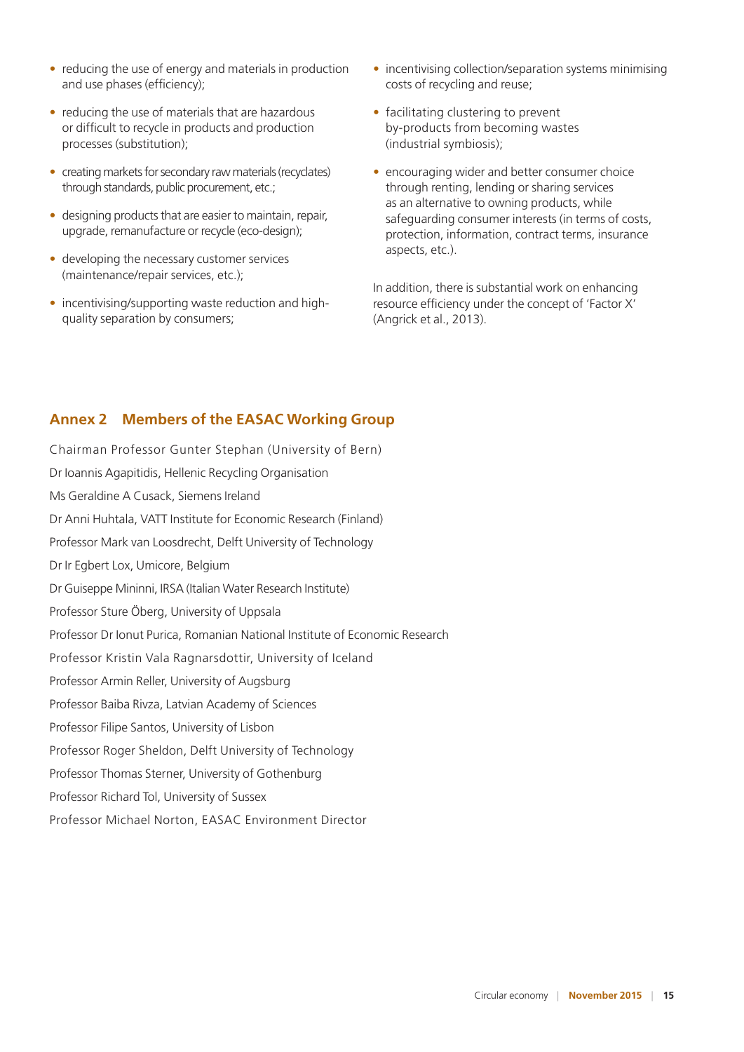- reducing the use of energy and materials in production and use phases (efficiency);
- reducing the use of materials that are hazardous or difficult to recycle in products and production processes (substitution);
- creating markets for secondary raw materials (recyclates) through standards, public procurement, etc.;
- designing products that are easier to maintain, repair, upgrade, remanufacture or recycle (eco-design);
- developing the necessary customer services (maintenance/repair services, etc.);
- incentivising/supporting waste reduction and high-quality separation by consumers;
- incentivising collection/separation systems minimising costs of recycling and reuse;
- facilitating clustering to prevent by-products from becoming wastes (industrial symbiosis);
- encouraging wider and better consumer choice through renting, lending or sharing services as an alternative to owning products, while safeguarding consumer interests (in terms of costs, protection, information, contract terms, insurance aspects, etc.).

In addition, there is substantial work on enhancing resource efficiency under the concept of 'Factor X' (Angrick et al., 2013).

## Annex 2 Members of the EASAC Working Group

Chairman Professor Gunter Stephan (University of Bern)

Dr Ioannis Agapitidis, Hellenic Recycling Organisation

Ms Geraldine A Cusack, Siemens Ireland

Dr Anni Huhtala, VATT Institute for Economic Research (Finland)

Professor Mark van Loosdrecht, Delft University of Technology

Dr Ir Egbert Lox, Umicore, Belgium

Dr Guiseppe Mininni, IRSA (Italian Water Research Institute)

Professor Sture Öberg, University of Uppsala

Professor Dr Ionut Purica, Romanian National Institute of Economic Research

Professor Kristin Vala Ragnarsdottir, University of Iceland

Professor Armin Reller, University of Augsburg

Professor Baiba Rivza, Latvian Academy of Sciences

Professor Filipe Santos, University of Lisbon

Professor Roger Sheldon, Delft University of Technology

Professor Thomas Sterner, University of Gothenburg

Professor Richard Tol, University of Sussex

Professor Michael Norton, EASAC Environment Director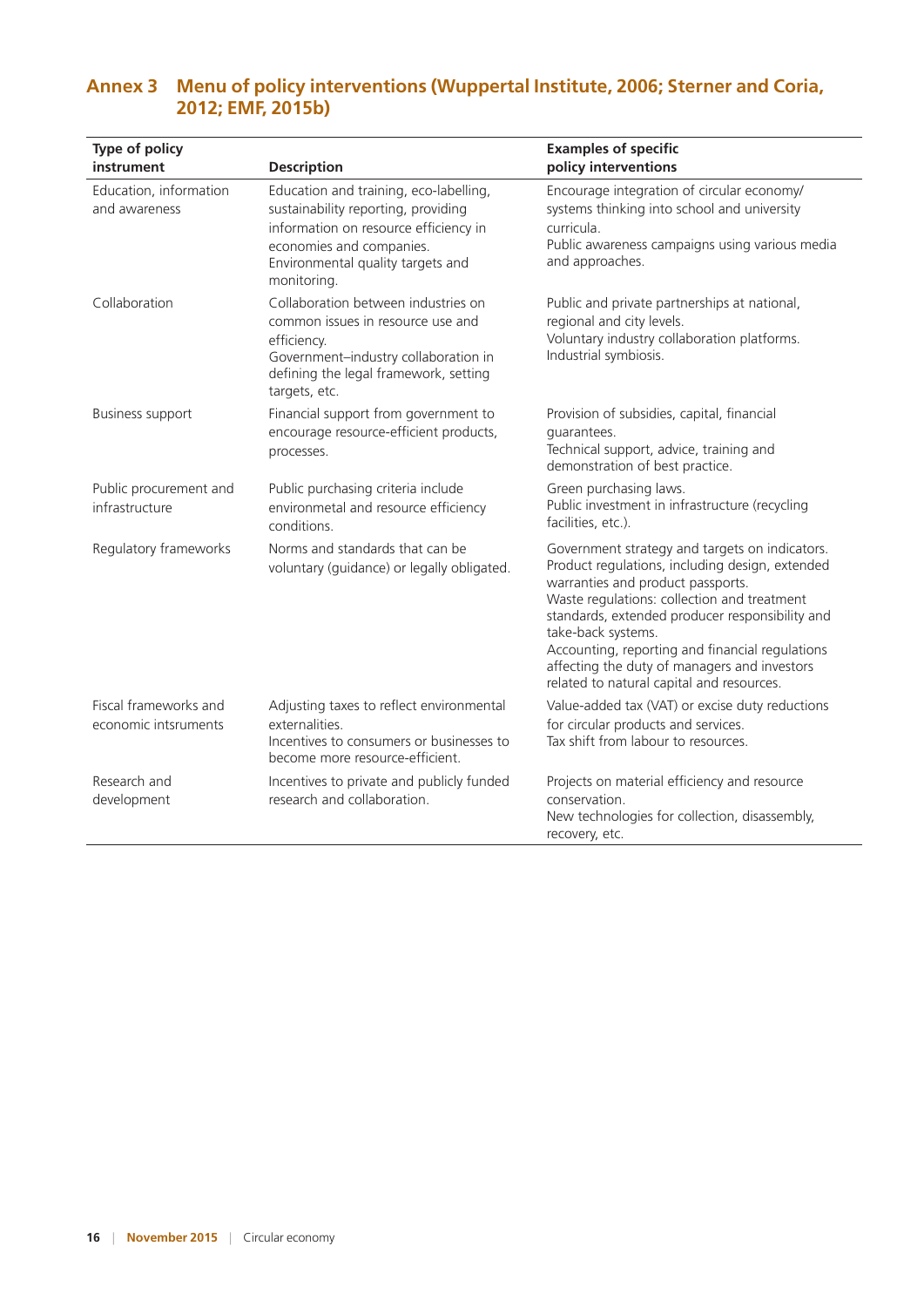## Annex 3 Menu of policy interventions (Wuppertal Institute, 2006; Sterner and Coria, 2012; EMF, 2015b)

| Type of policy instrument | Description | Examples of specific policy interventions |
|---|---|---|
| Education, information and awareness | Education and training, eco-labelling, sustainability reporting, providing information on resource efficiency in economies and companies. Environmental quality targets and monitoring. | Encourage integration of circular economy/ systems thinking into school and university curricula. Public awareness campaigns using various media and approaches. |
| Collaboration | Collaboration between industries on common issues in resource use and efficiency. Government–industry collaboration in defining the legal framework, setting targets, etc. | Public and private partnerships at national, regional and city levels. Voluntary industry collaboration platforms. Industrial symbiosis. |
| Business support | Financial support from government to encourage resource-efficient products, processes. | Provision of subsidies, capital, financial guarantees. Technical support, advice, training and demonstration of best practice. |
| Public procurement and infrastructure | Public purchasing criteria include environmetal and resource efficiency conditions. | Green purchasing laws. Public investment in infrastructure (recycling facilities, etc.). |
| Regulatory frameworks | Norms and standards that can be voluntary (guidance) or legally obligated. | Government strategy and targets on indicators. Product regulations, including design, extended warranties and product passports. Waste regulations: collection and treatment standards, extended producer responsibility and take-back systems. Accounting, reporting and financial regulations affecting the duty of managers and investors related to natural capital and resources. |
| Fiscal frameworks and economic intsruments | Adjusting taxes to reflect environmental externalities. Incentives to consumers or businesses to become more resource-efficient. | Value-added tax (VAT) or excise duty reductions for circular products and services. Tax shift from labour to resources. |
| Research and development | Incentives to private and publicly funded research and collaboration. | Projects on material efficiency and resource conservation. New technologies for collection, disassembly, recovery, etc. |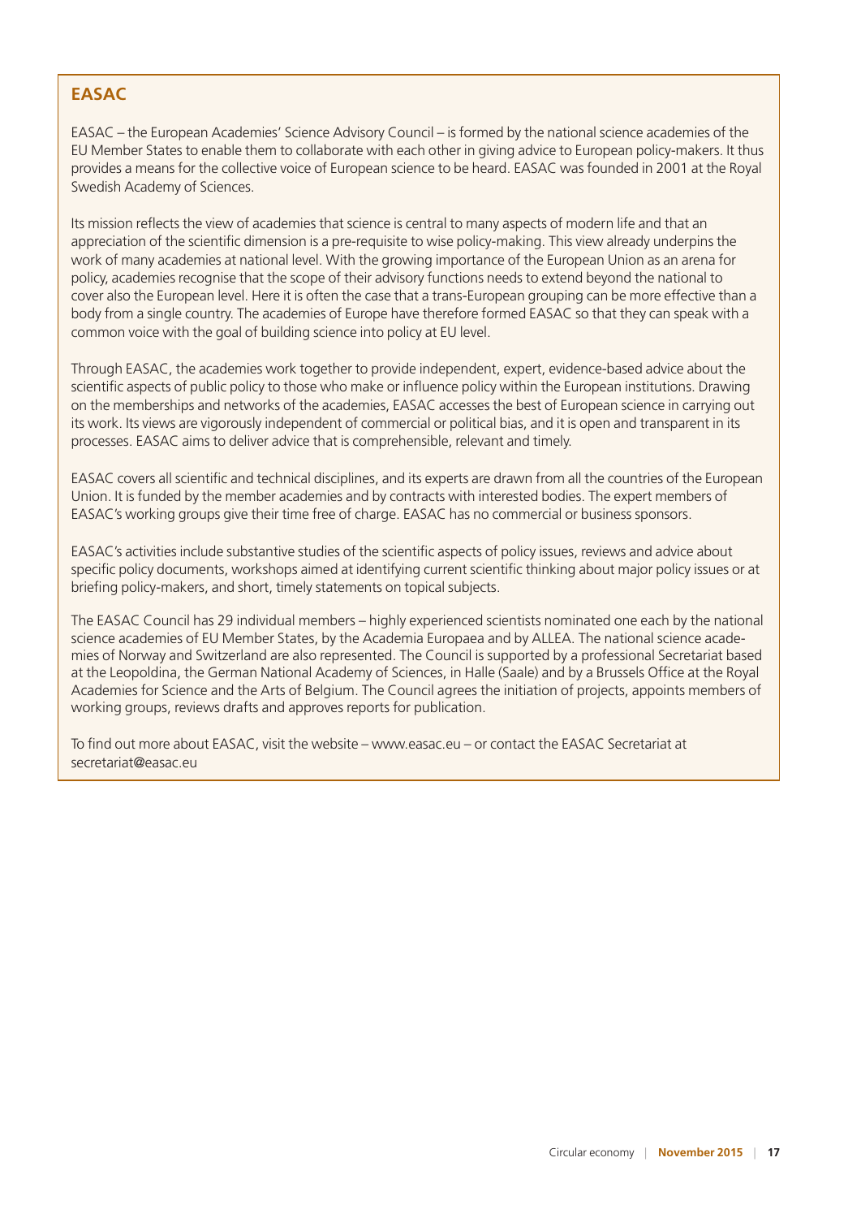## EASAC

EASAC – the European Academies' Science Advisory Council – is formed by the national science academies of the EU Member States to enable them to collaborate with each other in giving advice to European policy-makers. It thus provides a means for the collective voice of European science to be heard. EASAC was founded in 2001 at the Royal Swedish Academy of Sciences.

Its mission reflects the view of academies that science is central to many aspects of modern life and that an appreciation of the scientific dimension is a pre-requisite to wise policy-making. This view already underpins the work of many academies at national level. With the growing importance of the European Union as an arena for policy, academies recognise that the scope of their advisory functions needs to extend beyond the national to cover also the European level. Here it is often the case that a trans-European grouping can be more effective than a body from a single country. The academies of Europe have therefore formed EASAC so that they can speak with a common voice with the goal of building science into policy at EU level.

Through EASAC, the academies work together to provide independent, expert, evidence-based advice about the scientific aspects of public policy to those who make or influence policy within the European institutions. Drawing on the memberships and networks of the academies, EASAC accesses the best of European science in carrying out its work. Its views are vigorously independent of commercial or political bias, and it is open and transparent in its processes. EASAC aims to deliver advice that is comprehensible, relevant and timely.

EASAC covers all scientific and technical disciplines, and its experts are drawn from all the countries of the European Union. It is funded by the member academies and by contracts with interested bodies. The expert members of EASAC's working groups give their time free of charge. EASAC has no commercial or business sponsors.

EASAC's activities include substantive studies of the scientific aspects of policy issues, reviews and advice about specific policy documents, workshops aimed at identifying current scientific thinking about major policy issues or at briefing policy-makers, and short, timely statements on topical subjects.

The EASAC Council has 29 individual members – highly experienced scientists nominated one each by the national science academies of EU Member States, by the Academia Europaea and by ALLEA. The national science academies of Norway and Switzerland are also represented. The Council is supported by a professional Secretariat based at the Leopoldina, the German National Academy of Sciences, in Halle (Saale) and by a Brussels Office at the Royal Academies for Science and the Arts of Belgium. The Council agrees the initiation of projects, appoints members of working groups, reviews drafts and approves reports for publication.

To find out more about EASAC, visit the website – www.easac.eu – or contact the EASAC Secretariat at secretariat@easac.eu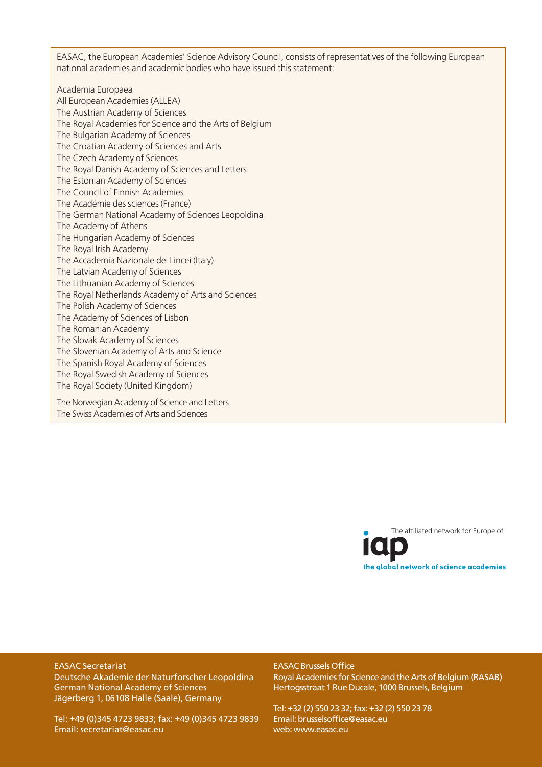EASAC, the European Academies' Science Advisory Council, consists of representatives of the following European national academies and academic bodies who have issued this statement:

Academia Europaea
All European Academies (ALLEA)
The Austrian Academy of Sciences
The Royal Academies for Science and the Arts of Belgium
The Bulgarian Academy of Sciences
The Croatian Academy of Sciences and Arts
The Czech Academy of Sciences
The Royal Danish Academy of Sciences and Letters
The Estonian Academy of Sciences
The Council of Finnish Academies
The Académie des sciences (France)
The German National Academy of Sciences Leopoldina
The Academy of Athens
The Hungarian Academy of Sciences
The Royal Irish Academy
The Accademia Nazionale dei Lincei (Italy)
The Latvian Academy of Sciences
The Lithuanian Academy of Sciences
The Royal Netherlands Academy of Arts and Sciences
The Polish Academy of Sciences
The Academy of Sciences of Lisbon
The Romanian Academy
The Slovak Academy of Sciences
The Slovenian Academy of Arts and Science
The Spanish Royal Academy of Sciences
The Royal Swedish Academy of Sciences
The Royal Society (United Kingdom)

The Norwegian Academy of Science and Letters
The Swiss Academies of Arts and Sciences

The affiliated network for Europe of
iap
the global network of science academies

EASAC Secretariat
Deutsche Akademie der Naturforscher Leopoldina
German National Academy of Sciences
Jägerberg 1, 06108 Halle (Saale), Germany

Tel: +49 (0)345 4723 9833; fax: +49 (0)345 4723 9839
Email: secretariat@easac.eu

EASAC Brussels Office
Royal Academies for Science and the Arts of Belgium (RASAB)
Hertogsstraat 1 Rue Ducale, 1000 Brussels, Belgium

Tel: +32 (2) 550 23 32; fax: +32 (2) 550 23 78
Email: brusselsoffice@easac.eu
web: www.easac.eu